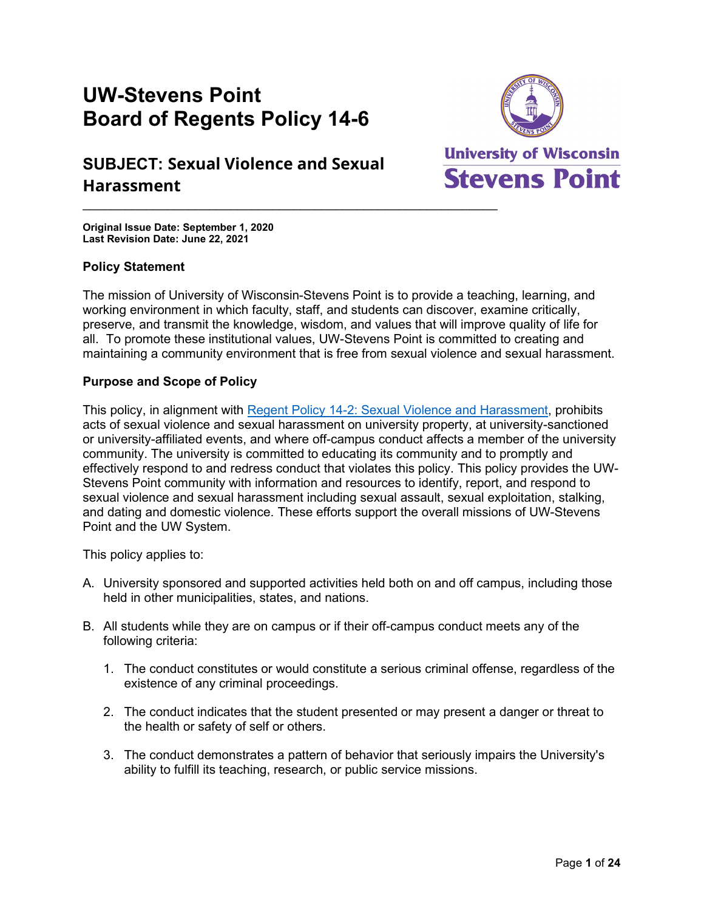# UW-Stevens Point Board of Regents Policy 14-6

## SUBJECT: Sexual Violence and Sexual Harassment

**Original Issue Date: September 1, 2020**
**Last Revision Date: June 22, 2021**

### Policy Statement

The mission of University of Wisconsin-Stevens Point is to provide a teaching, learning, and working environment in which faculty, staff, and students can discover, examine critically, preserve, and transmit the knowledge, wisdom, and values that will improve quality of life for all. To promote these institutional values, UW-Stevens Point is committed to creating and maintaining a community environment that is free from sexual violence and sexual harassment.

### Purpose and Scope of Policy

This policy, in alignment with Regent Policy 14-2: Sexual Violence and Harassment, prohibits acts of sexual violence and sexual harassment on university property, at university-sanctioned or university-affiliated events, and where off-campus conduct affects a member of the university community. The university is committed to educating its community and to promptly and effectively respond to and redress conduct that violates this policy. This policy provides the UW-Stevens Point community with information and resources to identify, report, and respond to sexual violence and sexual harassment including sexual assault, sexual exploitation, stalking, and dating and domestic violence. These efforts support the overall missions of UW-Stevens Point and the UW System.

This policy applies to:

A. University sponsored and supported activities held both on and off campus, including those held in other municipalities, states, and nations.

B. All students while they are on campus or if their off-campus conduct meets any of the following criteria:

   1. The conduct constitutes or would constitute a serious criminal offense, regardless of the existence of any criminal proceedings.

   2. The conduct indicates that the student presented or may present a danger or threat to the health or safety of self or others.

   3. The conduct demonstrates a pattern of behavior that seriously impairs the University's ability to fulfill its teaching, research, or public service missions.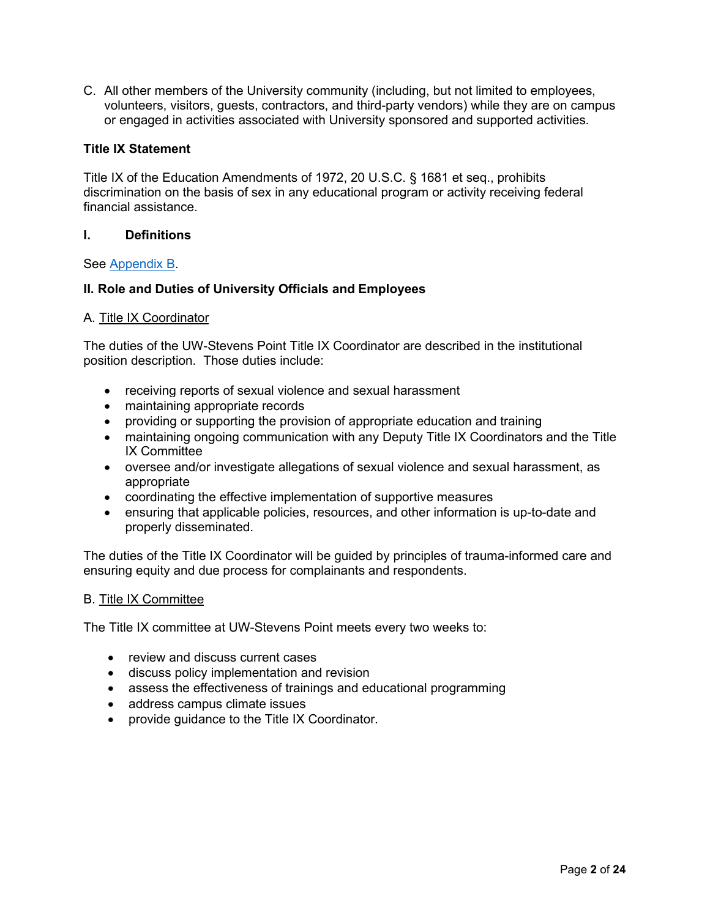C. All other members of the University community (including, but not limited to employees, volunteers, visitors, guests, contractors, and third-party vendors) while they are on campus or engaged in activities associated with University sponsored and supported activities.

**Title IX Statement**

Title IX of the Education Amendments of 1972, 20 U.S.C. § 1681 et seq., prohibits discrimination on the basis of sex in any educational program or activity receiving federal financial assistance.

## I. Definitions

See Appendix B.

## II. Role and Duties of University Officials and Employees

### A. Title IX Coordinator

The duties of the UW-Stevens Point Title IX Coordinator are described in the institutional position description. Those duties include:

- receiving reports of sexual violence and sexual harassment
- maintaining appropriate records
- providing or supporting the provision of appropriate education and training
- maintaining ongoing communication with any Deputy Title IX Coordinators and the Title IX Committee
- oversee and/or investigate allegations of sexual violence and sexual harassment, as appropriate
- coordinating the effective implementation of supportive measures
- ensuring that applicable policies, resources, and other information is up-to-date and properly disseminated.

The duties of the Title IX Coordinator will be guided by principles of trauma-informed care and ensuring equity and due process for complainants and respondents.

### B. Title IX Committee

The Title IX committee at UW-Stevens Point meets every two weeks to:

- review and discuss current cases
- discuss policy implementation and revision
- assess the effectiveness of trainings and educational programming
- address campus climate issues
- provide guidance to the Title IX Coordinator.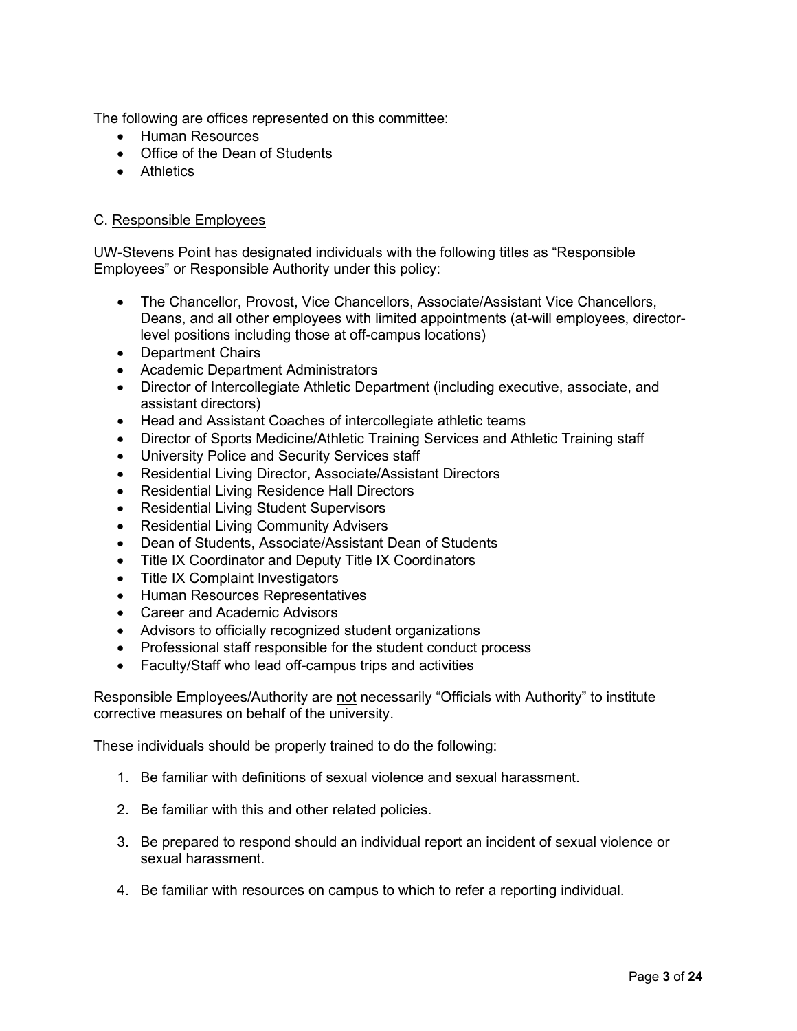The following are offices represented on this committee:

- Human Resources
- Office of the Dean of Students
- Athletics

### C. Responsible Employees

UW-Stevens Point has designated individuals with the following titles as "Responsible Employees" or Responsible Authority under this policy:

- The Chancellor, Provost, Vice Chancellors, Associate/Assistant Vice Chancellors, Deans, and all other employees with limited appointments (at-will employees, director-level positions including those at off-campus locations)
- Department Chairs
- Academic Department Administrators
- Director of Intercollegiate Athletic Department (including executive, associate, and assistant directors)
- Head and Assistant Coaches of intercollegiate athletic teams
- Director of Sports Medicine/Athletic Training Services and Athletic Training staff
- University Police and Security Services staff
- Residential Living Director, Associate/Assistant Directors
- Residential Living Residence Hall Directors
- Residential Living Student Supervisors
- Residential Living Community Advisers
- Dean of Students, Associate/Assistant Dean of Students
- Title IX Coordinator and Deputy Title IX Coordinators
- Title IX Complaint Investigators
- Human Resources Representatives
- Career and Academic Advisors
- Advisors to officially recognized student organizations
- Professional staff responsible for the student conduct process
- Faculty/Staff who lead off-campus trips and activities

Responsible Employees/Authority are not necessarily "Officials with Authority" to institute corrective measures on behalf of the university.

These individuals should be properly trained to do the following:

1. Be familiar with definitions of sexual violence and sexual harassment.
2. Be familiar with this and other related policies.
3. Be prepared to respond should an individual report an incident of sexual violence or sexual harassment.
4. Be familiar with resources on campus to which to refer a reporting individual.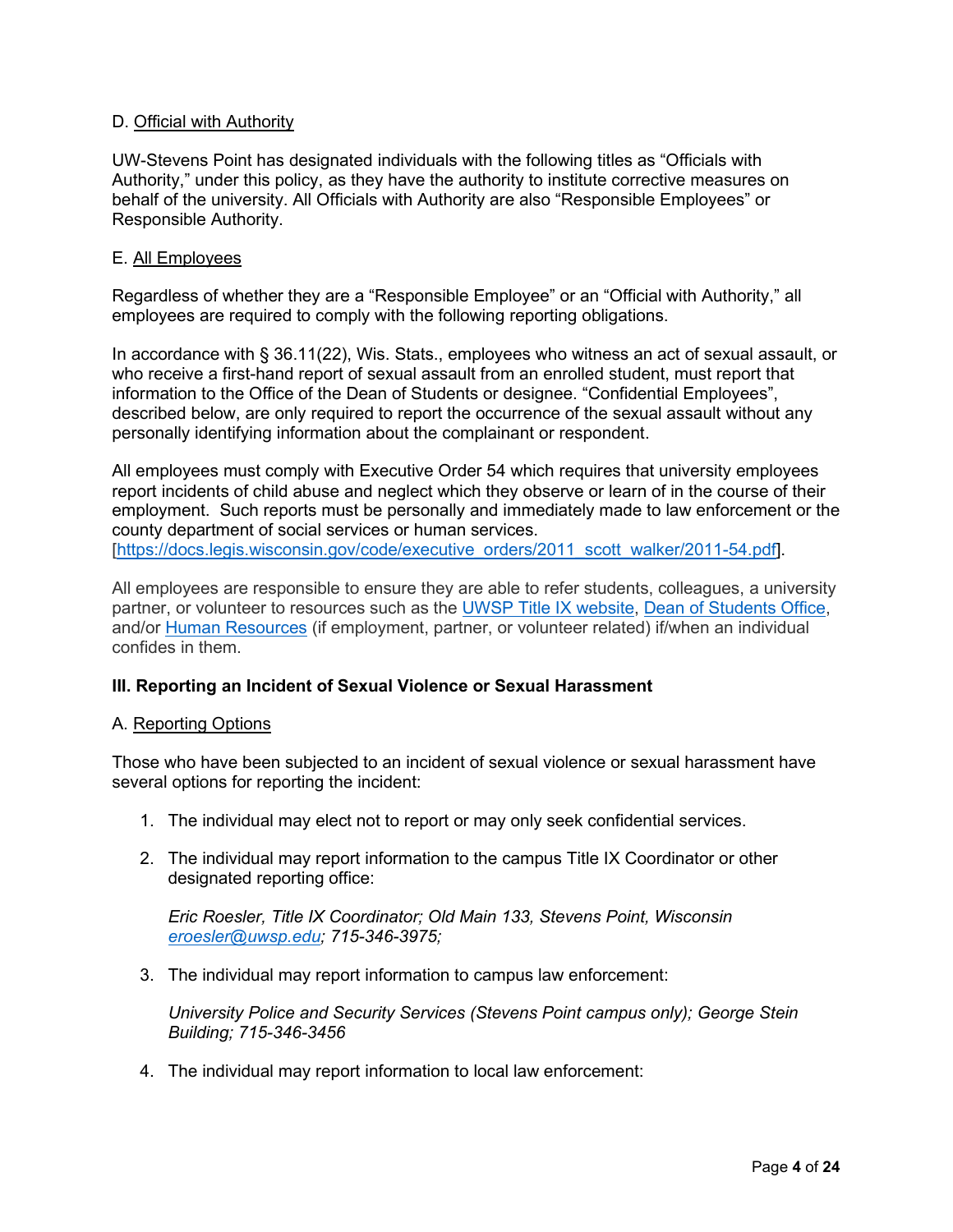D. Official with Authority

UW-Stevens Point has designated individuals with the following titles as "Officials with Authority," under this policy, as they have the authority to institute corrective measures on behalf of the university. All Officials with Authority are also "Responsible Employees" or Responsible Authority.

E. All Employees

Regardless of whether they are a "Responsible Employee" or an "Official with Authority," all employees are required to comply with the following reporting obligations.

In accordance with § 36.11(22), Wis. Stats., employees who witness an act of sexual assault, or who receive a first-hand report of sexual assault from an enrolled student, must report that information to the Office of the Dean of Students or designee. "Confidential Employees", described below, are only required to report the occurrence of the sexual assault without any personally identifying information about the complainant or respondent.

All employees must comply with Executive Order 54 which requires that university employees report incidents of child abuse and neglect which they observe or learn of in the course of their employment. Such reports must be personally and immediately made to law enforcement or the county department of social services or human services. [https://docs.legis.wisconsin.gov/code/executive_orders/2011_scott_walker/2011-54.pdf].

All employees are responsible to ensure they are able to refer students, colleagues, a university partner, or volunteer to resources such as the UWSP Title IX website, Dean of Students Office, and/or Human Resources (if employment, partner, or volunteer related) if/when an individual confides in them.

## III. Reporting an Incident of Sexual Violence or Sexual Harassment

A. Reporting Options

Those who have been subjected to an incident of sexual violence or sexual harassment have several options for reporting the incident:

1. The individual may elect not to report or may only seek confidential services.

2. The individual may report information to the campus Title IX Coordinator or other designated reporting office:

   *Eric Roesler, Title IX Coordinator; Old Main 133, Stevens Point, Wisconsin eroesler@uwsp.edu; 715-346-3975;*

3. The individual may report information to campus law enforcement:

   *University Police and Security Services (Stevens Point campus only); George Stein Building; 715-346-3456*

4. The individual may report information to local law enforcement: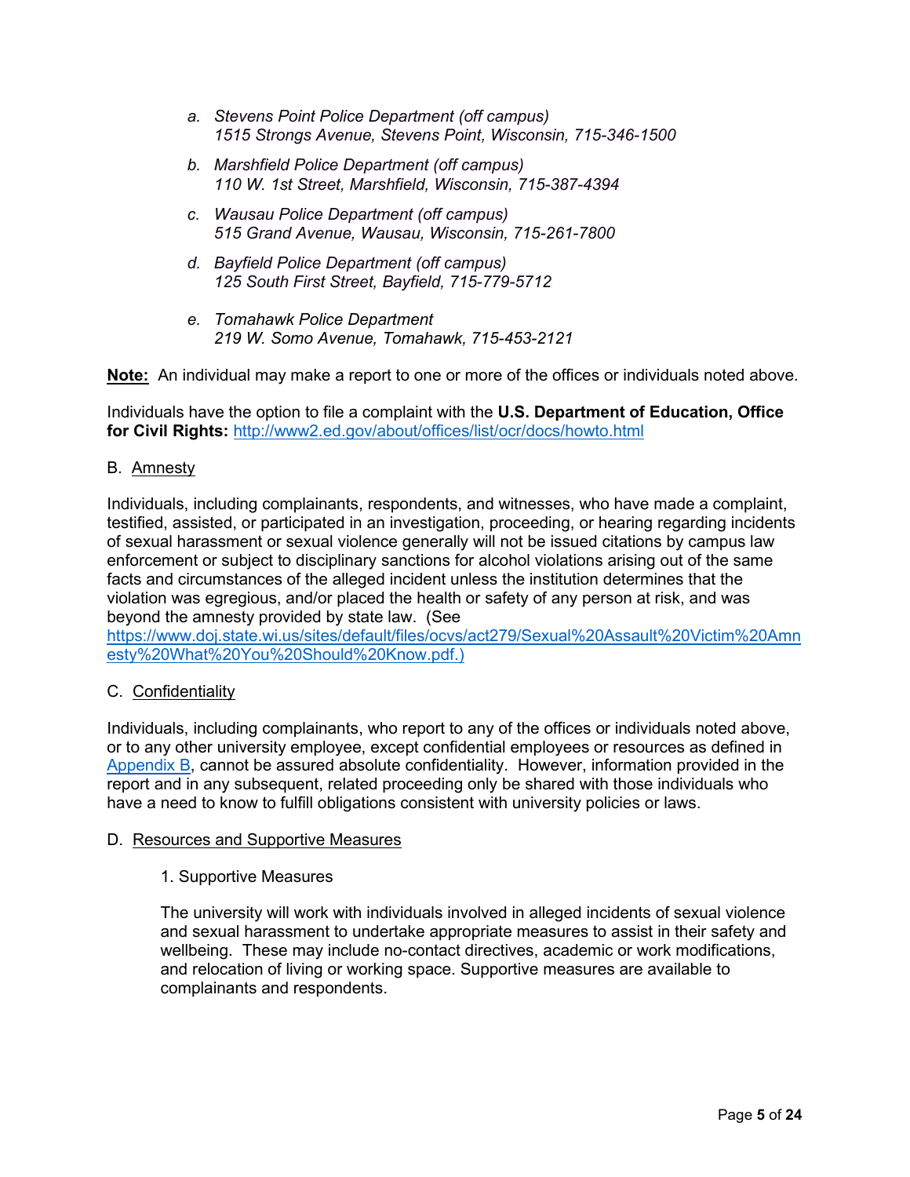a. *Stevens Point Police Department (off campus)*
   *1515 Strongs Avenue, Stevens Point, Wisconsin, 715-346-1500*

b. *Marshfield Police Department (off campus)*
   *110 W. 1st Street, Marshfield, Wisconsin, 715-387-4394*

c. *Wausau Police Department (off campus)*
   *515 Grand Avenue, Wausau, Wisconsin, 715-261-7800*

d. *Bayfield Police Department (off campus)*
   *125 South First Street, Bayfield, 715-779-5712*

e. *Tomahawk Police Department*
   *219 W. Somo Avenue, Tomahawk, 715-453-2121*

**Note:** An individual may make a report to one or more of the offices or individuals noted above.

Individuals have the option to file a complaint with the **U.S. Department of Education, Office for Civil Rights:** http://www2.ed.gov/about/offices/list/ocr/docs/howto.html

B. Amnesty

Individuals, including complainants, respondents, and witnesses, who have made a complaint, testified, assisted, or participated in an investigation, proceeding, or hearing regarding incidents of sexual harassment or sexual violence generally will not be issued citations by campus law enforcement or subject to disciplinary sanctions for alcohol violations arising out of the same facts and circumstances of the alleged incident unless the institution determines that the violation was egregious, and/or placed the health or safety of any person at risk, and was beyond the amnesty provided by state law. (See https://www.doj.state.wi.us/sites/default/files/ocvs/act279/Sexual%20Assault%20Victim%20Amnesty%20What%20You%20Should%20Know.pdf.)

C. Confidentiality

Individuals, including complainants, who report to any of the offices or individuals noted above, or to any other university employee, except confidential employees or resources as defined in Appendix B, cannot be assured absolute confidentiality. However, information provided in the report and in any subsequent, related proceeding only be shared with those individuals who have a need to know to fulfill obligations consistent with university policies or laws.

D. Resources and Supportive Measures

1. Supportive Measures

The university will work with individuals involved in alleged incidents of sexual violence and sexual harassment to undertake appropriate measures to assist in their safety and wellbeing. These may include no-contact directives, academic or work modifications, and relocation of living or working space. Supportive measures are available to complainants and respondents.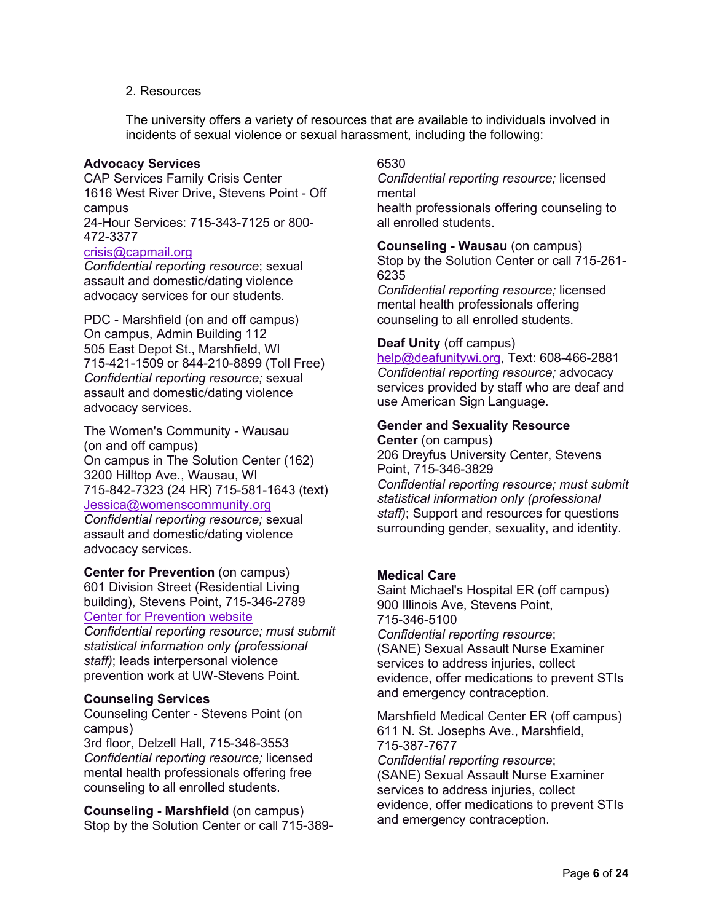2. Resources

The university offers a variety of resources that are available to individuals involved in incidents of sexual violence or sexual harassment, including the following:

**Advocacy Services**
CAP Services Family Crisis Center
1616 West River Drive, Stevens Point - Off campus
24-Hour Services: 715-343-7125 or 800-472-3377
crisis@capmail.org
*Confidential reporting resource*; sexual assault and domestic/dating violence advocacy services for our students.

PDC - Marshfield (on and off campus)
On campus, Admin Building 112
505 East Depot St., Marshfield, WI
715-421-1509 or 844-210-8899 (Toll Free)
*Confidential reporting resource;* sexual assault and domestic/dating violence advocacy services.

The Women's Community - Wausau (on and off campus)
On campus in The Solution Center (162)
3200 Hilltop Ave., Wausau, WI
715-842-7323 (24 HR) 715-581-1643 (text)
Jessica@womenscommunity.org
*Confidential reporting resource;* sexual assault and domestic/dating violence advocacy services.

**Center for Prevention** (on campus)
601 Division Street (Residential Living building), Stevens Point, 715-346-2789
Center for Prevention website
*Confidential reporting resource; must submit statistical information only (professional staff)*; leads interpersonal violence prevention work at UW-Stevens Point.

**Counseling Services**
Counseling Center - Stevens Point (on campus)
3rd floor, Delzell Hall, 715-346-3553
*Confidential reporting resource;* licensed mental health professionals offering free counseling to all enrolled students.

**Counseling - Marshfield** (on campus)
Stop by the Solution Center or call 715-389-6530
*Confidential reporting resource;* licensed mental health professionals offering counseling to all enrolled students.

**Counseling - Wausau** (on campus)
Stop by the Solution Center or call 715-261-6235
*Confidential reporting resource;* licensed mental health professionals offering counseling to all enrolled students.

**Deaf Unity** (off campus)
help@deafunitywi.org, Text: 608-466-2881
*Confidential reporting resource;* advocacy services provided by staff who are deaf and use American Sign Language.

**Gender and Sexuality Resource Center** (on campus)
206 Dreyfus University Center, Stevens Point, 715-346-3829
*Confidential reporting resource; must submit statistical information only (professional staff)*; Support and resources for questions surrounding gender, sexuality, and identity.

**Medical Care**
Saint Michael's Hospital ER (off campus)
900 Illinois Ave, Stevens Point, 715-346-5100
*Confidential reporting resource*;
(SANE) Sexual Assault Nurse Examiner services to address injuries, collect evidence, offer medications to prevent STIs and emergency contraception.

Marshfield Medical Center ER (off campus)
611 N. St. Josephs Ave., Marshfield, 715-387-7677
*Confidential reporting resource*;
(SANE) Sexual Assault Nurse Examiner services to address injuries, collect evidence, offer medications to prevent STIs and emergency contraception.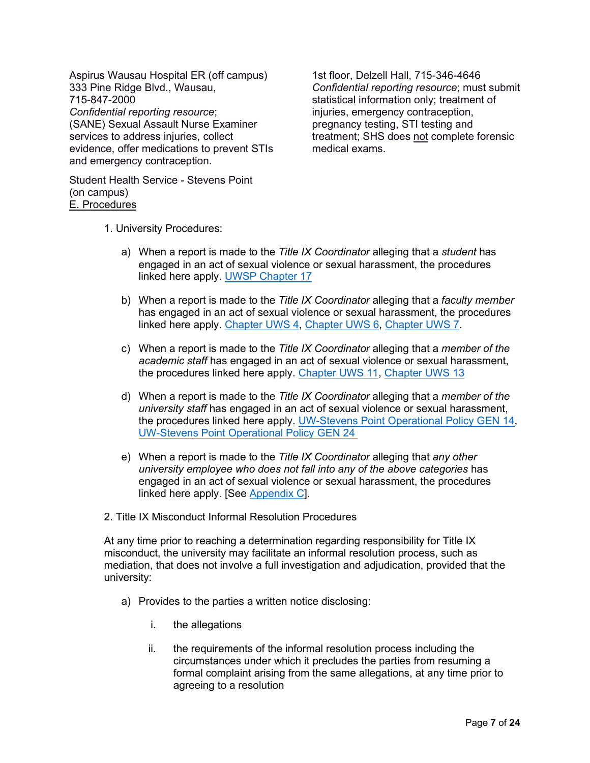Aspirus Wausau Hospital ER (off campus)
333 Pine Ridge Blvd., Wausau,
715-847-2000
*Confidential reporting resource*;
(SANE) Sexual Assault Nurse Examiner services to address injuries, collect evidence, offer medications to prevent STIs and emergency contraception.

Student Health Service - Stevens Point (on campus)
1st floor, Delzell Hall, 715-346-4646
*Confidential reporting resource*; must submit statistical information only; treatment of injuries, emergency contraception, pregnancy testing, STI testing and treatment; SHS does not complete forensic medical exams.

E. Procedures

1. University Procedures:

   a) When a report is made to the *Title IX Coordinator* alleging that a *student* has engaged in an act of sexual violence or sexual harassment, the procedures linked here apply. UWSP Chapter 17

   b) When a report is made to the *Title IX Coordinator* alleging that a *faculty member* has engaged in an act of sexual violence or sexual harassment, the procedures linked here apply. Chapter UWS 4, Chapter UWS 6, Chapter UWS 7.

   c) When a report is made to the *Title IX Coordinator* alleging that a *member of the academic staff* has engaged in an act of sexual violence or sexual harassment, the procedures linked here apply. Chapter UWS 11, Chapter UWS 13

   d) When a report is made to the *Title IX Coordinator* alleging that a *member of the university staff* has engaged in an act of sexual violence or sexual harassment, the procedures linked here apply. UW-Stevens Point Operational Policy GEN 14, UW-Stevens Point Operational Policy GEN 24

   e) When a report is made to the *Title IX Coordinator* alleging that *any other university employee who does not fall into any of the above categories* has engaged in an act of sexual violence or sexual harassment, the procedures linked here apply. [See Appendix C].

2. Title IX Misconduct Informal Resolution Procedures

At any time prior to reaching a determination regarding responsibility for Title IX misconduct, the university may facilitate an informal resolution process, such as mediation, that does not involve a full investigation and adjudication, provided that the university:

   a) Provides to the parties a written notice disclosing:

      i. the allegations

      ii. the requirements of the informal resolution process including the circumstances under which it precludes the parties from resuming a formal complaint arising from the same allegations, at any time prior to agreeing to a resolution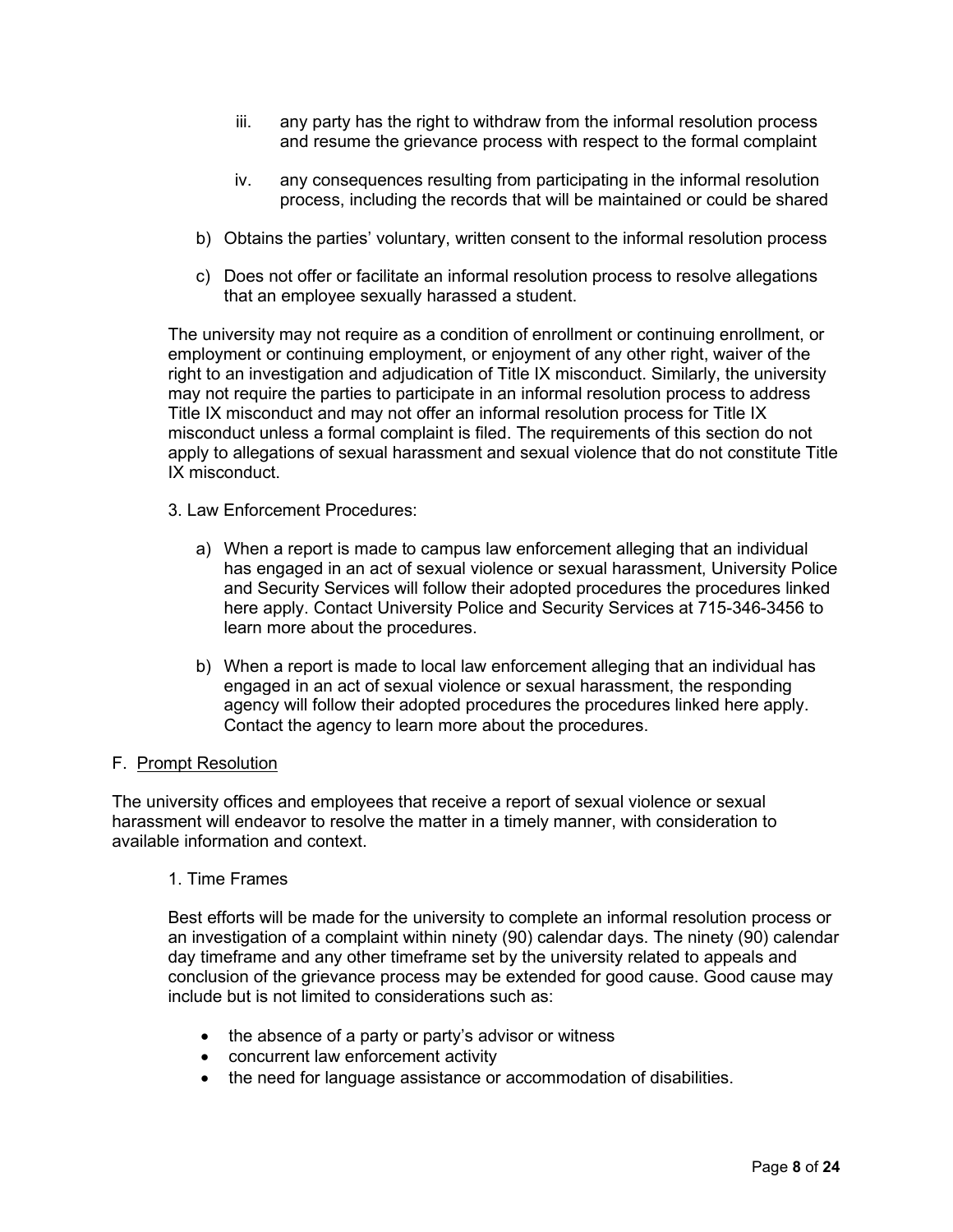iii. any party has the right to withdraw from the informal resolution process and resume the grievance process with respect to the formal complaint

iv. any consequences resulting from participating in the informal resolution process, including the records that will be maintained or could be shared

b) Obtains the parties' voluntary, written consent to the informal resolution process

c) Does not offer or facilitate an informal resolution process to resolve allegations that an employee sexually harassed a student.

The university may not require as a condition of enrollment or continuing enrollment, or employment or continuing employment, or enjoyment of any other right, waiver of the right to an investigation and adjudication of Title IX misconduct. Similarly, the university may not require the parties to participate in an informal resolution process to address Title IX misconduct and may not offer an informal resolution process for Title IX misconduct unless a formal complaint is filed. The requirements of this section do not apply to allegations of sexual harassment and sexual violence that do not constitute Title IX misconduct.

3. Law Enforcement Procedures:

a) When a report is made to campus law enforcement alleging that an individual has engaged in an act of sexual violence or sexual harassment, University Police and Security Services will follow their adopted procedures the procedures linked here apply. Contact University Police and Security Services at 715-346-3456 to learn more about the procedures.

b) When a report is made to local law enforcement alleging that an individual has engaged in an act of sexual violence or sexual harassment, the responding agency will follow their adopted procedures the procedures linked here apply. Contact the agency to learn more about the procedures.

F. <u>Prompt Resolution</u>

The university offices and employees that receive a report of sexual violence or sexual harassment will endeavor to resolve the matter in a timely manner, with consideration to available information and context.

1. Time Frames

Best efforts will be made for the university to complete an informal resolution process or an investigation of a complaint within ninety (90) calendar days. The ninety (90) calendar day timeframe and any other timeframe set by the university related to appeals and conclusion of the grievance process may be extended for good cause. Good cause may include but is not limited to considerations such as:

- the absence of a party or party's advisor or witness
- concurrent law enforcement activity
- the need for language assistance or accommodation of disabilities.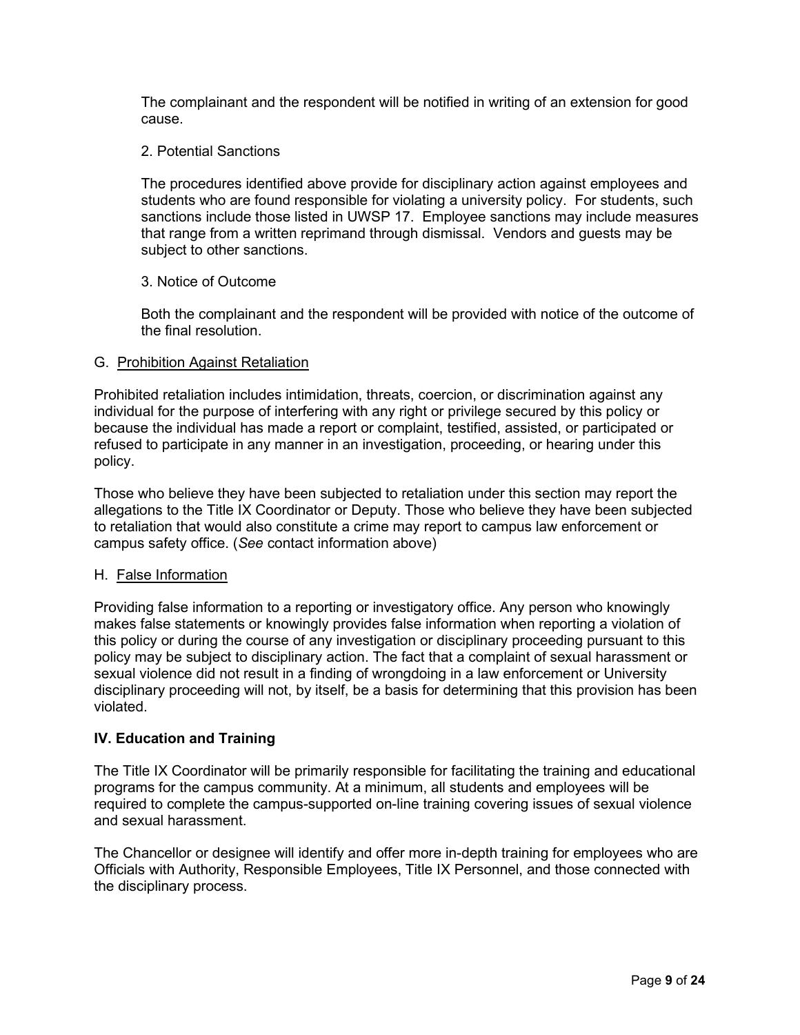The complainant and the respondent will be notified in writing of an extension for good cause.

2. Potential Sanctions

The procedures identified above provide for disciplinary action against employees and students who are found responsible for violating a university policy. For students, such sanctions include those listed in UWSP 17. Employee sanctions may include measures that range from a written reprimand through dismissal. Vendors and guests may be subject to other sanctions.

3. Notice of Outcome

Both the complainant and the respondent will be provided with notice of the outcome of the final resolution.

G. Prohibition Against Retaliation

Prohibited retaliation includes intimidation, threats, coercion, or discrimination against any individual for the purpose of interfering with any right or privilege secured by this policy or because the individual has made a report or complaint, testified, assisted, or participated or refused to participate in any manner in an investigation, proceeding, or hearing under this policy.

Those who believe they have been subjected to retaliation under this section may report the allegations to the Title IX Coordinator or Deputy. Those who believe they have been subjected to retaliation that would also constitute a crime may report to campus law enforcement or campus safety office. (*See* contact information above)

H. False Information

Providing false information to a reporting or investigatory office. Any person who knowingly makes false statements or knowingly provides false information when reporting a violation of this policy or during the course of any investigation or disciplinary proceeding pursuant to this policy may be subject to disciplinary action. The fact that a complaint of sexual harassment or sexual violence did not result in a finding of wrongdoing in a law enforcement or University disciplinary proceeding will not, by itself, be a basis for determining that this provision has been violated.

## IV. Education and Training

The Title IX Coordinator will be primarily responsible for facilitating the training and educational programs for the campus community. At a minimum, all students and employees will be required to complete the campus-supported on-line training covering issues of sexual violence and sexual harassment.

The Chancellor or designee will identify and offer more in-depth training for employees who are Officials with Authority, Responsible Employees, Title IX Personnel, and those connected with the disciplinary process.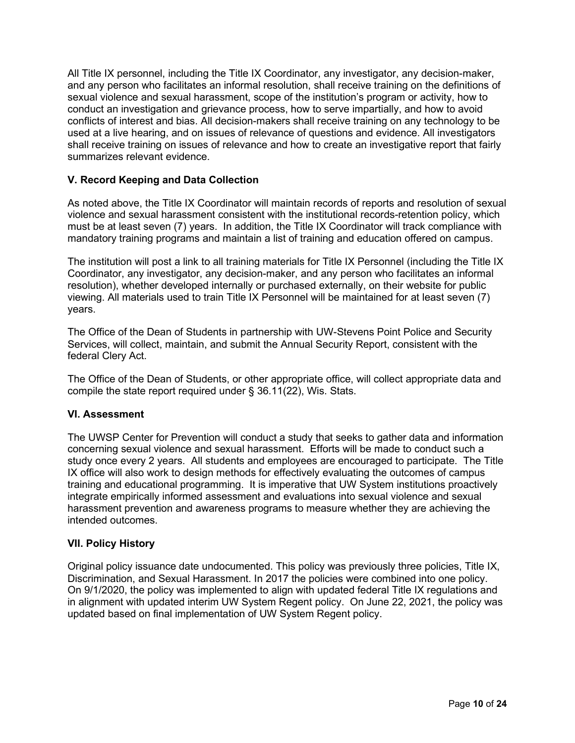All Title IX personnel, including the Title IX Coordinator, any investigator, any decision-maker, and any person who facilitates an informal resolution, shall receive training on the definitions of sexual violence and sexual harassment, scope of the institution's program or activity, how to conduct an investigation and grievance process, how to serve impartially, and how to avoid conflicts of interest and bias. All decision-makers shall receive training on any technology to be used at a live hearing, and on issues of relevance of questions and evidence. All investigators shall receive training on issues of relevance and how to create an investigative report that fairly summarizes relevant evidence.

### V. Record Keeping and Data Collection

As noted above, the Title IX Coordinator will maintain records of reports and resolution of sexual violence and sexual harassment consistent with the institutional records-retention policy, which must be at least seven (7) years. In addition, the Title IX Coordinator will track compliance with mandatory training programs and maintain a list of training and education offered on campus.

The institution will post a link to all training materials for Title IX Personnel (including the Title IX Coordinator, any investigator, any decision-maker, and any person who facilitates an informal resolution), whether developed internally or purchased externally, on their website for public viewing. All materials used to train Title IX Personnel will be maintained for at least seven (7) years.

The Office of the Dean of Students in partnership with UW-Stevens Point Police and Security Services, will collect, maintain, and submit the Annual Security Report, consistent with the federal Clery Act.

The Office of the Dean of Students, or other appropriate office, will collect appropriate data and compile the state report required under § 36.11(22), Wis. Stats.

### VI. Assessment

The UWSP Center for Prevention will conduct a study that seeks to gather data and information concerning sexual violence and sexual harassment. Efforts will be made to conduct such a study once every 2 years. All students and employees are encouraged to participate. The Title IX office will also work to design methods for effectively evaluating the outcomes of campus training and educational programming. It is imperative that UW System institutions proactively integrate empirically informed assessment and evaluations into sexual violence and sexual harassment prevention and awareness programs to measure whether they are achieving the intended outcomes.

### VII. Policy History

Original policy issuance date undocumented. This policy was previously three policies, Title IX, Discrimination, and Sexual Harassment. In 2017 the policies were combined into one policy. On 9/1/2020, the policy was implemented to align with updated federal Title IX regulations and in alignment with updated interim UW System Regent policy. On June 22, 2021, the policy was updated based on final implementation of UW System Regent policy.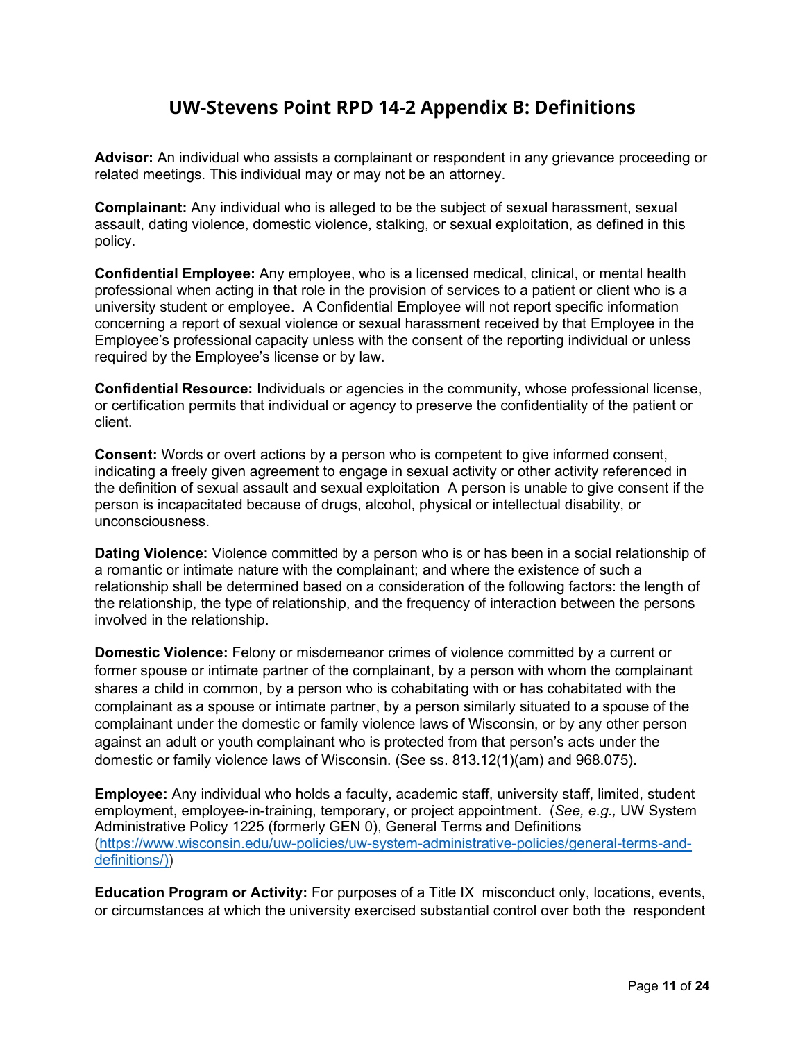# UW-Stevens Point RPD 14-2 Appendix B: Definitions

**Advisor:** An individual who assists a complainant or respondent in any grievance proceeding or related meetings. This individual may or may not be an attorney.

**Complainant:** Any individual who is alleged to be the subject of sexual harassment, sexual assault, dating violence, domestic violence, stalking, or sexual exploitation, as defined in this policy.

**Confidential Employee:** Any employee, who is a licensed medical, clinical, or mental health professional when acting in that role in the provision of services to a patient or client who is a university student or employee. A Confidential Employee will not report specific information concerning a report of sexual violence or sexual harassment received by that Employee in the Employee's professional capacity unless with the consent of the reporting individual or unless required by the Employee's license or by law.

**Confidential Resource:** Individuals or agencies in the community, whose professional license, or certification permits that individual or agency to preserve the confidentiality of the patient or client.

**Consent:** Words or overt actions by a person who is competent to give informed consent, indicating a freely given agreement to engage in sexual activity or other activity referenced in the definition of sexual assault and sexual exploitation A person is unable to give consent if the person is incapacitated because of drugs, alcohol, physical or intellectual disability, or unconsciousness.

**Dating Violence:** Violence committed by a person who is or has been in a social relationship of a romantic or intimate nature with the complainant; and where the existence of such a relationship shall be determined based on a consideration of the following factors: the length of the relationship, the type of relationship, and the frequency of interaction between the persons involved in the relationship.

**Domestic Violence:** Felony or misdemeanor crimes of violence committed by a current or former spouse or intimate partner of the complainant, by a person with whom the complainant shares a child in common, by a person who is cohabitating with or has cohabitated with the complainant as a spouse or intimate partner, by a person similarly situated to a spouse of the complainant under the domestic or family violence laws of Wisconsin, or by any other person against an adult or youth complainant who is protected from that person's acts under the domestic or family violence laws of Wisconsin. (See ss. 813.12(1)(am) and 968.075).

**Employee:** Any individual who holds a faculty, academic staff, university staff, limited, student employment, employee-in-training, temporary, or project appointment. (*See, e.g.,* UW System Administrative Policy 1225 (formerly GEN 0), General Terms and Definitions (https://www.wisconsin.edu/uw-policies/uw-system-administrative-policies/general-terms-and-definitions/))

**Education Program or Activity:** For purposes of a Title IX misconduct only, locations, events, or circumstances at which the university exercised substantial control over both the respondent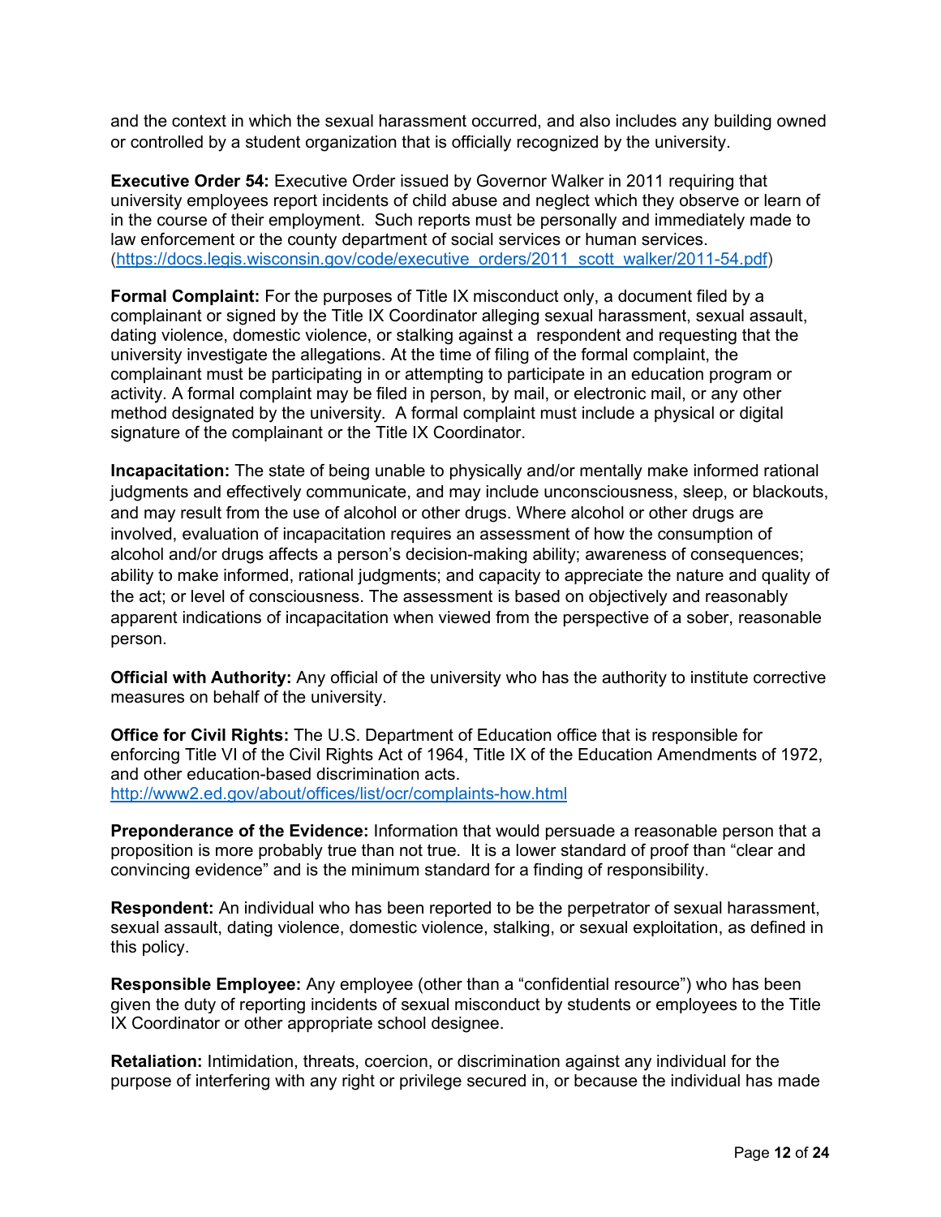and the context in which the sexual harassment occurred, and also includes any building owned or controlled by a student organization that is officially recognized by the university.

**Executive Order 54:** Executive Order issued by Governor Walker in 2011 requiring that university employees report incidents of child abuse and neglect which they observe or learn of in the course of their employment. Such reports must be personally and immediately made to law enforcement or the county department of social services or human services. (https://docs.legis.wisconsin.gov/code/executive_orders/2011_scott_walker/2011-54.pdf)

**Formal Complaint:** For the purposes of Title IX misconduct only, a document filed by a complainant or signed by the Title IX Coordinator alleging sexual harassment, sexual assault, dating violence, domestic violence, or stalking against a respondent and requesting that the university investigate the allegations. At the time of filing of the formal complaint, the complainant must be participating in or attempting to participate in an education program or activity. A formal complaint may be filed in person, by mail, or electronic mail, or any other method designated by the university. A formal complaint must include a physical or digital signature of the complainant or the Title IX Coordinator.

**Incapacitation:** The state of being unable to physically and/or mentally make informed rational judgments and effectively communicate, and may include unconsciousness, sleep, or blackouts, and may result from the use of alcohol or other drugs. Where alcohol or other drugs are involved, evaluation of incapacitation requires an assessment of how the consumption of alcohol and/or drugs affects a person's decision-making ability; awareness of consequences; ability to make informed, rational judgments; and capacity to appreciate the nature and quality of the act; or level of consciousness. The assessment is based on objectively and reasonably apparent indications of incapacitation when viewed from the perspective of a sober, reasonable person.

**Official with Authority:** Any official of the university who has the authority to institute corrective measures on behalf of the university.

**Office for Civil Rights:** The U.S. Department of Education office that is responsible for enforcing Title VI of the Civil Rights Act of 1964, Title IX of the Education Amendments of 1972, and other education-based discrimination acts. http://www2.ed.gov/about/offices/list/ocr/complaints-how.html

**Preponderance of the Evidence:** Information that would persuade a reasonable person that a proposition is more probably true than not true. It is a lower standard of proof than "clear and convincing evidence" and is the minimum standard for a finding of responsibility.

**Respondent:** An individual who has been reported to be the perpetrator of sexual harassment, sexual assault, dating violence, domestic violence, stalking, or sexual exploitation, as defined in this policy.

**Responsible Employee:** Any employee (other than a "confidential resource") who has been given the duty of reporting incidents of sexual misconduct by students or employees to the Title IX Coordinator or other appropriate school designee.

**Retaliation:** Intimidation, threats, coercion, or discrimination against any individual for the purpose of interfering with any right or privilege secured in, or because the individual has made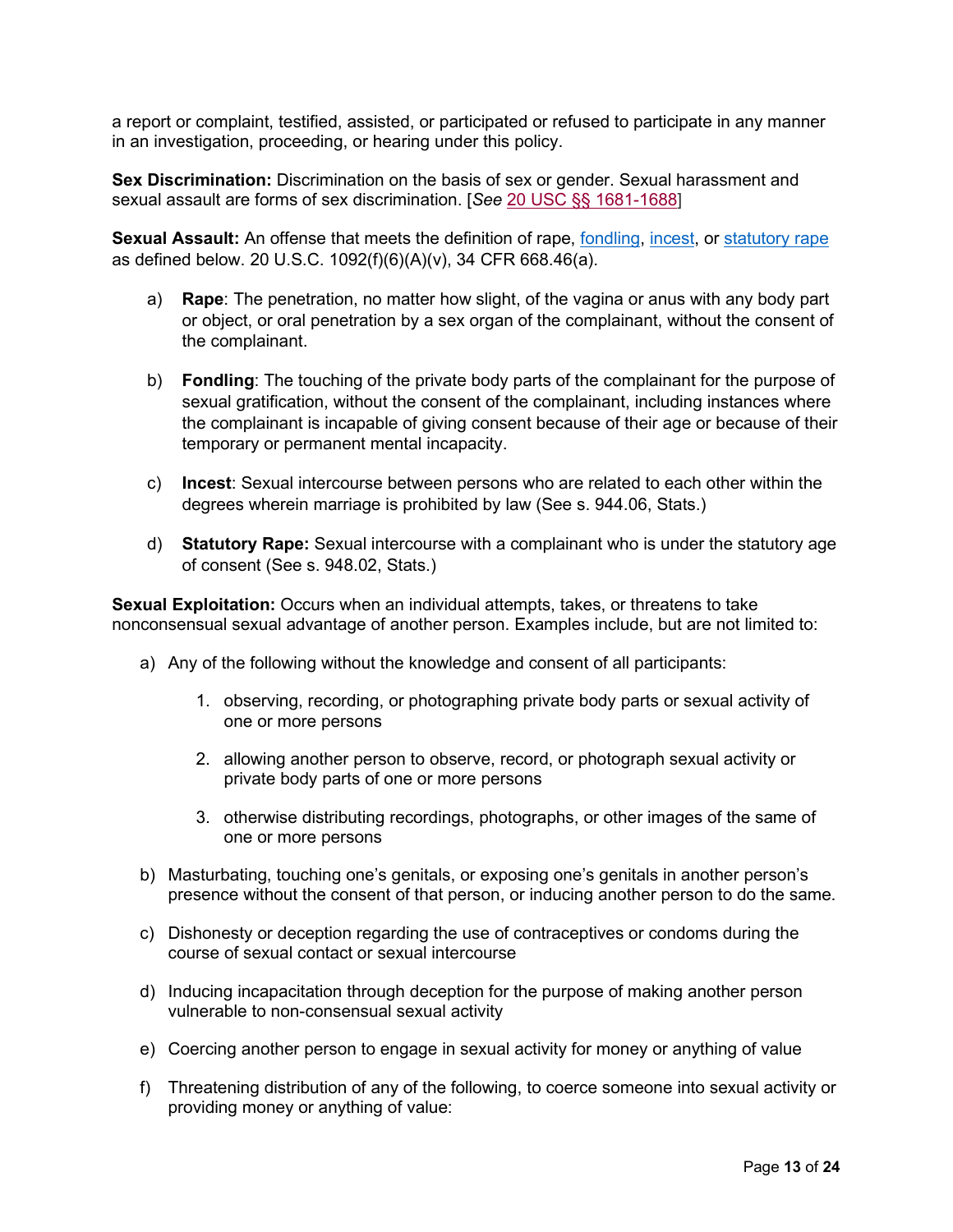a report or complaint, testified, assisted, or participated or refused to participate in any manner in an investigation, proceeding, or hearing under this policy.

**Sex Discrimination:** Discrimination on the basis of sex or gender. Sexual harassment and sexual assault are forms of sex discrimination. [*See* 20 USC §§ 1681-1688]

**Sexual Assault:** An offense that meets the definition of rape, fondling, incest, or statutory rape as defined below. 20 U.S.C. 1092(f)(6)(A)(v), 34 CFR 668.46(a).

a) **Rape**: The penetration, no matter how slight, of the vagina or anus with any body part or object, or oral penetration by a sex organ of the complainant, without the consent of the complainant.

b) **Fondling**: The touching of the private body parts of the complainant for the purpose of sexual gratification, without the consent of the complainant, including instances where the complainant is incapable of giving consent because of their age or because of their temporary or permanent mental incapacity.

c) **Incest**: Sexual intercourse between persons who are related to each other within the degrees wherein marriage is prohibited by law (See s. 944.06, Stats.)

d) **Statutory Rape:** Sexual intercourse with a complainant who is under the statutory age of consent (See s. 948.02, Stats.)

**Sexual Exploitation:** Occurs when an individual attempts, takes, or threatens to take nonconsensual sexual advantage of another person. Examples include, but are not limited to:

a) Any of the following without the knowledge and consent of all participants:

   1. observing, recording, or photographing private body parts or sexual activity of one or more persons

   2. allowing another person to observe, record, or photograph sexual activity or private body parts of one or more persons

   3. otherwise distributing recordings, photographs, or other images of the same of one or more persons

b) Masturbating, touching one's genitals, or exposing one's genitals in another person's presence without the consent of that person, or inducing another person to do the same.

c) Dishonesty or deception regarding the use of contraceptives or condoms during the course of sexual contact or sexual intercourse

d) Inducing incapacitation through deception for the purpose of making another person vulnerable to non-consensual sexual activity

e) Coercing another person to engage in sexual activity for money or anything of value

f) Threatening distribution of any of the following, to coerce someone into sexual activity or providing money or anything of value: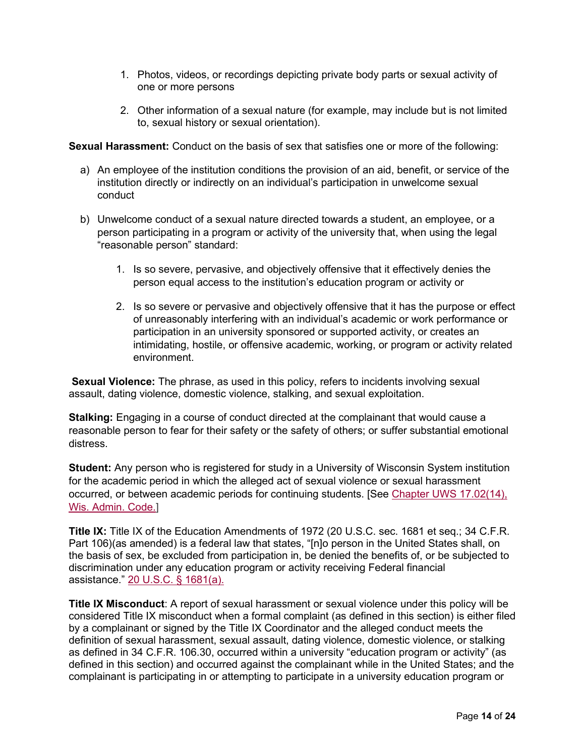1. Photos, videos, or recordings depicting private body parts or sexual activity of one or more persons

2. Other information of a sexual nature (for example, may include but is not limited to, sexual history or sexual orientation).

**Sexual Harassment:** Conduct on the basis of sex that satisfies one or more of the following:

a) An employee of the institution conditions the provision of an aid, benefit, or service of the institution directly or indirectly on an individual's participation in unwelcome sexual conduct

b) Unwelcome conduct of a sexual nature directed towards a student, an employee, or a person participating in a program or activity of the university that, when using the legal "reasonable person" standard:

   1. Is so severe, pervasive, and objectively offensive that it effectively denies the person equal access to the institution's education program or activity or

   2. Is so severe or pervasive and objectively offensive that it has the purpose or effect of unreasonably interfering with an individual's academic or work performance or participation in an university sponsored or supported activity, or creates an intimidating, hostile, or offensive academic, working, or program or activity related environment.

**Sexual Violence:** The phrase, as used in this policy, refers to incidents involving sexual assault, dating violence, domestic violence, stalking, and sexual exploitation.

**Stalking:** Engaging in a course of conduct directed at the complainant that would cause a reasonable person to fear for their safety or the safety of others; or suffer substantial emotional distress.

**Student:** Any person who is registered for study in a University of Wisconsin System institution for the academic period in which the alleged act of sexual violence or sexual harassment occurred, or between academic periods for continuing students. [See Chapter UWS 17.02(14), Wis. Admin. Code.]

**Title IX:** Title IX of the Education Amendments of 1972 (20 U.S.C. sec. 1681 et seq.; 34 C.F.R. Part 106)(as amended) is a federal law that states, "[n]o person in the United States shall, on the basis of sex, be excluded from participation in, be denied the benefits of, or be subjected to discrimination under any education program or activity receiving Federal financial assistance." 20 U.S.C. § 1681(a).

**Title IX Misconduct**: A report of sexual harassment or sexual violence under this policy will be considered Title IX misconduct when a formal complaint (as defined in this section) is either filed by a complainant or signed by the Title IX Coordinator and the alleged conduct meets the definition of sexual harassment, sexual assault, dating violence, domestic violence, or stalking as defined in 34 C.F.R. 106.30, occurred within a university "education program or activity" (as defined in this section) and occurred against the complainant while in the United States; and the complainant is participating in or attempting to participate in a university education program or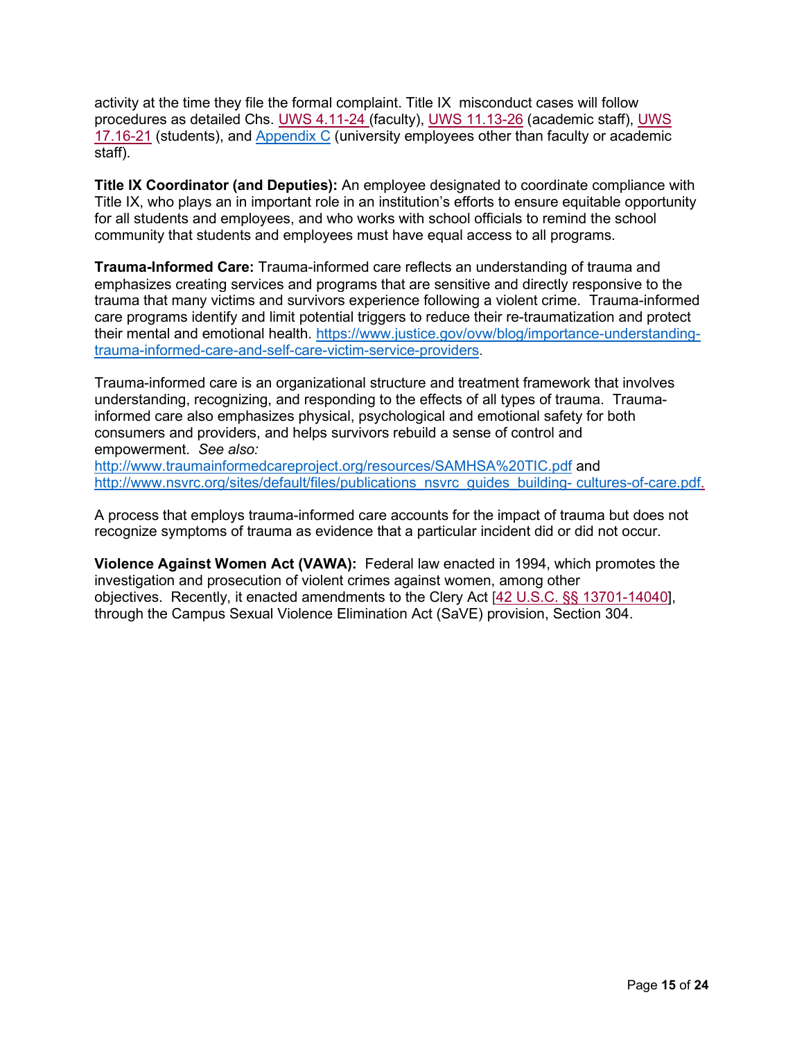activity at the time they file the formal complaint. Title IX misconduct cases will follow procedures as detailed Chs. [UWS 4.11-24](#) (faculty), [UWS 11.13-26](#) (academic staff), [UWS 17.16-21](#) (students), and [Appendix C](#) (university employees other than faculty or academic staff).

**Title IX Coordinator (and Deputies):** An employee designated to coordinate compliance with Title IX, who plays an in important role in an institution's efforts to ensure equitable opportunity for all students and employees, and who works with school officials to remind the school community that students and employees must have equal access to all programs.

**Trauma-Informed Care:** Trauma-informed care reflects an understanding of trauma and emphasizes creating services and programs that are sensitive and directly responsive to the trauma that many victims and survivors experience following a violent crime. Trauma-informed care programs identify and limit potential triggers to reduce their re-traumatization and protect their mental and emotional health. [https://www.justice.gov/ovw/blog/importance-understanding-trauma-informed-care-and-self-care-victim-service-providers](https://www.justice.gov/ovw/blog/importance-understanding-trauma-informed-care-and-self-care-victim-service-providers).

Trauma-informed care is an organizational structure and treatment framework that involves understanding, recognizing, and responding to the effects of all types of trauma. Trauma-informed care also emphasizes physical, psychological and emotional safety for both consumers and providers, and helps survivors rebuild a sense of control and empowerment. *See also:*
[http://www.traumainformedcareproject.org/resources/SAMHSA%20TIC.pdf](http://www.traumainformedcareproject.org/resources/SAMHSA%20TIC.pdf) and
[http://www.nsvrc.org/sites/default/files/publications_nsvrc_guides_building- cultures-of-care.pdf](http://www.nsvrc.org/sites/default/files/publications_nsvrc_guides_building-cultures-of-care.pdf).

A process that employs trauma-informed care accounts for the impact of trauma but does not recognize symptoms of trauma as evidence that a particular incident did or did not occur.

**Violence Against Women Act (VAWA):** Federal law enacted in 1994, which promotes the investigation and prosecution of violent crimes against women, among other objectives. Recently, it enacted amendments to the Clery Act [[42 U.S.C. §§ 13701-14040](#)], through the Campus Sexual Violence Elimination Act (SaVE) provision, Section 304.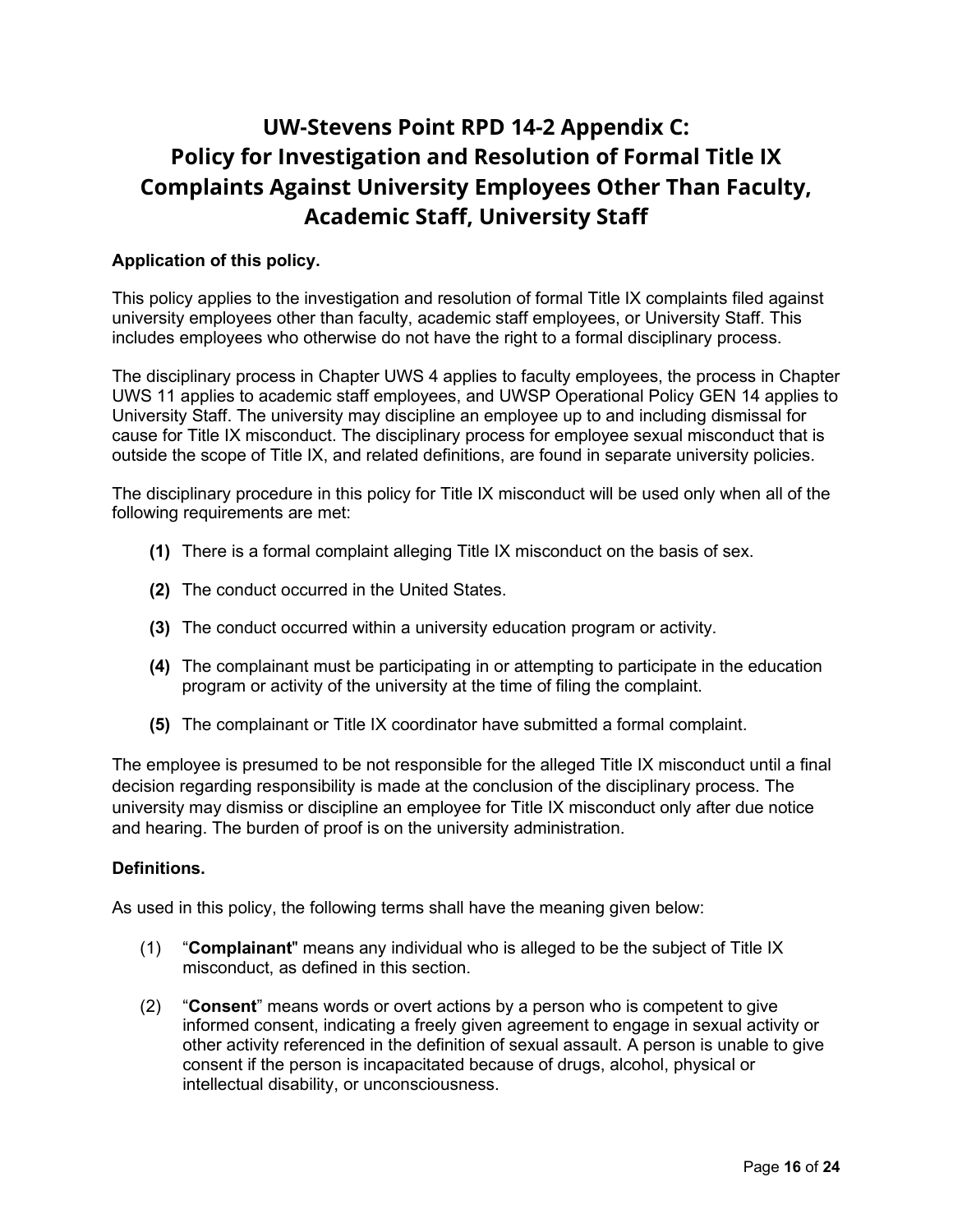# UW-Stevens Point RPD 14-2 Appendix C: Policy for Investigation and Resolution of Formal Title IX Complaints Against University Employees Other Than Faculty, Academic Staff, University Staff

**Application of this policy.**

This policy applies to the investigation and resolution of formal Title IX complaints filed against university employees other than faculty, academic staff employees, or University Staff. This includes employees who otherwise do not have the right to a formal disciplinary process.

The disciplinary process in Chapter UWS 4 applies to faculty employees, the process in Chapter UWS 11 applies to academic staff employees, and UWSP Operational Policy GEN 14 applies to University Staff. The university may discipline an employee up to and including dismissal for cause for Title IX misconduct. The disciplinary process for employee sexual misconduct that is outside the scope of Title IX, and related definitions, are found in separate university policies.

The disciplinary procedure in this policy for Title IX misconduct will be used only when all of the following requirements are met:

**(1)** There is a formal complaint alleging Title IX misconduct on the basis of sex.

**(2)** The conduct occurred in the United States.

**(3)** The conduct occurred within a university education program or activity.

**(4)** The complainant must be participating in or attempting to participate in the education program or activity of the university at the time of filing the complaint.

**(5)** The complainant or Title IX coordinator have submitted a formal complaint.

The employee is presumed to be not responsible for the alleged Title IX misconduct until a final decision regarding responsibility is made at the conclusion of the disciplinary process. The university may dismiss or discipline an employee for Title IX misconduct only after due notice and hearing. The burden of proof is on the university administration.

**Definitions.**

As used in this policy, the following terms shall have the meaning given below:

(1) "**Complainant**" means any individual who is alleged to be the subject of Title IX misconduct, as defined in this section.

(2) "**Consent**" means words or overt actions by a person who is competent to give informed consent, indicating a freely given agreement to engage in sexual activity or other activity referenced in the definition of sexual assault. A person is unable to give consent if the person is incapacitated because of drugs, alcohol, physical or intellectual disability, or unconsciousness.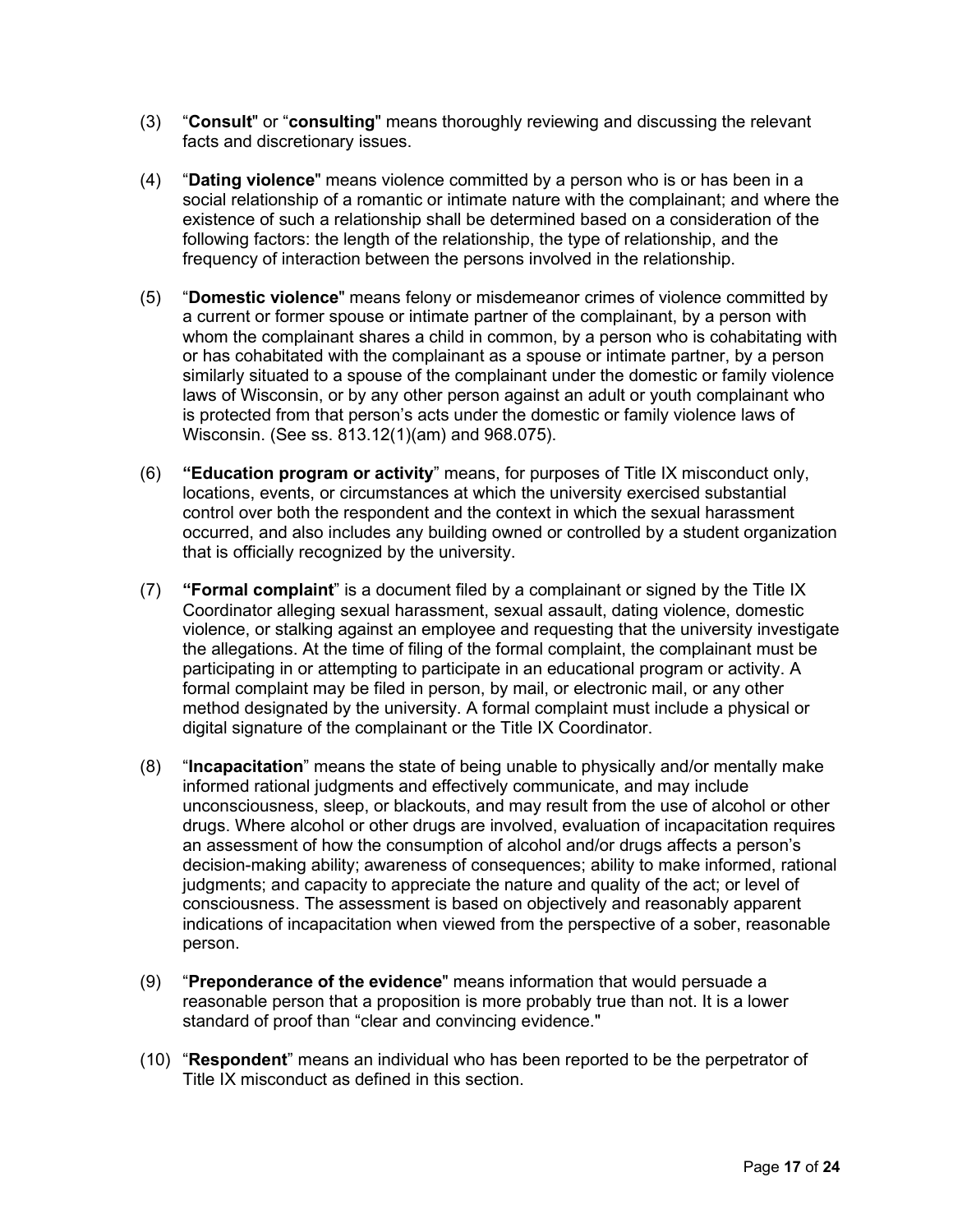(3) "**Consult**" or "**consulting**" means thoroughly reviewing and discussing the relevant facts and discretionary issues.

(4) "**Dating violence**" means violence committed by a person who is or has been in a social relationship of a romantic or intimate nature with the complainant; and where the existence of such a relationship shall be determined based on a consideration of the following factors: the length of the relationship, the type of relationship, and the frequency of interaction between the persons involved in the relationship.

(5) "**Domestic violence**" means felony or misdemeanor crimes of violence committed by a current or former spouse or intimate partner of the complainant, by a person with whom the complainant shares a child in common, by a person who is cohabitating with or has cohabitated with the complainant as a spouse or intimate partner, by a person similarly situated to a spouse of the complainant under the domestic or family violence laws of Wisconsin, or by any other person against an adult or youth complainant who is protected from that person's acts under the domestic or family violence laws of Wisconsin. (See ss. 813.12(1)(am) and 968.075).

(6) **"Education program or activity"** means, for purposes of Title IX misconduct only, locations, events, or circumstances at which the university exercised substantial control over both the respondent and the context in which the sexual harassment occurred, and also includes any building owned or controlled by a student organization that is officially recognized by the university.

(7) **"Formal complaint"** is a document filed by a complainant or signed by the Title IX Coordinator alleging sexual harassment, sexual assault, dating violence, domestic violence, or stalking against an employee and requesting that the university investigate the allegations. At the time of filing of the formal complaint, the complainant must be participating in or attempting to participate in an educational program or activity. A formal complaint may be filed in person, by mail, or electronic mail, or any other method designated by the university. A formal complaint must include a physical or digital signature of the complainant or the Title IX Coordinator.

(8) "**Incapacitation**" means the state of being unable to physically and/or mentally make informed rational judgments and effectively communicate, and may include unconsciousness, sleep, or blackouts, and may result from the use of alcohol or other drugs. Where alcohol or other drugs are involved, evaluation of incapacitation requires an assessment of how the consumption of alcohol and/or drugs affects a person's decision-making ability; awareness of consequences; ability to make informed, rational judgments; and capacity to appreciate the nature and quality of the act; or level of consciousness. The assessment is based on objectively and reasonably apparent indications of incapacitation when viewed from the perspective of a sober, reasonable person.

(9) "**Preponderance of the evidence**" means information that would persuade a reasonable person that a proposition is more probably true than not. It is a lower standard of proof than "clear and convincing evidence."

(10) "**Respondent**" means an individual who has been reported to be the perpetrator of Title IX misconduct as defined in this section.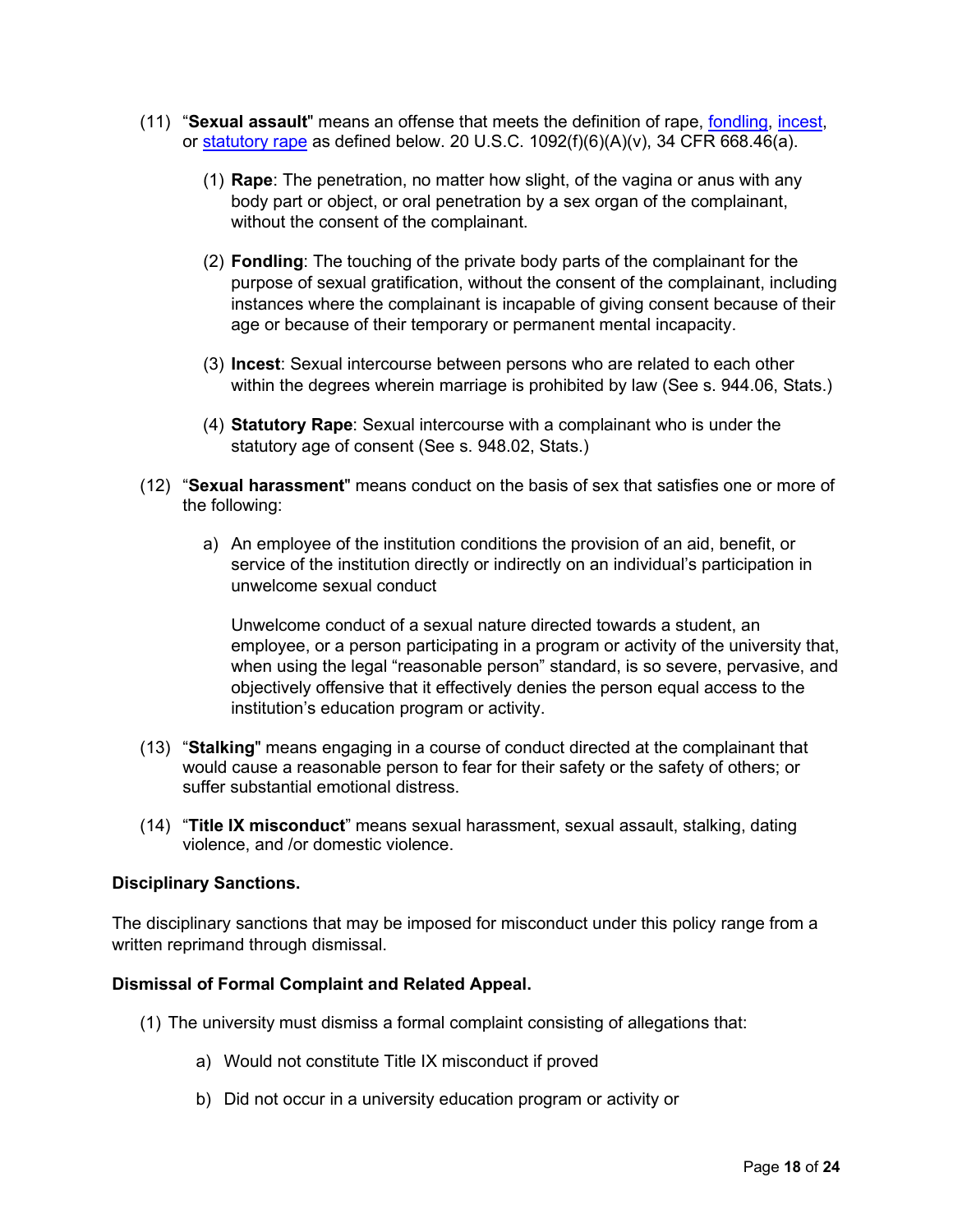(11) "**Sexual assault**" means an offense that meets the definition of rape, fondling, incest, or statutory rape as defined below. 20 U.S.C. 1092(f)(6)(A)(v), 34 CFR 668.46(a).

   (1) **Rape**: The penetration, no matter how slight, of the vagina or anus with any body part or object, or oral penetration by a sex organ of the complainant, without the consent of the complainant.

   (2) **Fondling**: The touching of the private body parts of the complainant for the purpose of sexual gratification, without the consent of the complainant, including instances where the complainant is incapable of giving consent because of their age or because of their temporary or permanent mental incapacity.

   (3) **Incest**: Sexual intercourse between persons who are related to each other within the degrees wherein marriage is prohibited by law (See s. 944.06, Stats.)

   (4) **Statutory Rape**: Sexual intercourse with a complainant who is under the statutory age of consent (See s. 948.02, Stats.)

(12) "**Sexual harassment**" means conduct on the basis of sex that satisfies one or more of the following:

   a) An employee of the institution conditions the provision of an aid, benefit, or service of the institution directly or indirectly on an individual's participation in unwelcome sexual conduct

   Unwelcome conduct of a sexual nature directed towards a student, an employee, or a person participating in a program or activity of the university that, when using the legal "reasonable person" standard, is so severe, pervasive, and objectively offensive that it effectively denies the person equal access to the institution's education program or activity.

(13) "**Stalking**" means engaging in a course of conduct directed at the complainant that would cause a reasonable person to fear for their safety or the safety of others; or suffer substantial emotional distress.

(14) "**Title IX misconduct**" means sexual harassment, sexual assault, stalking, dating violence, and /or domestic violence.

**Disciplinary Sanctions.**

The disciplinary sanctions that may be imposed for misconduct under this policy range from a written reprimand through dismissal.

**Dismissal of Formal Complaint and Related Appeal.**

(1) The university must dismiss a formal complaint consisting of allegations that:

   a) Would not constitute Title IX misconduct if proved

   b) Did not occur in a university education program or activity or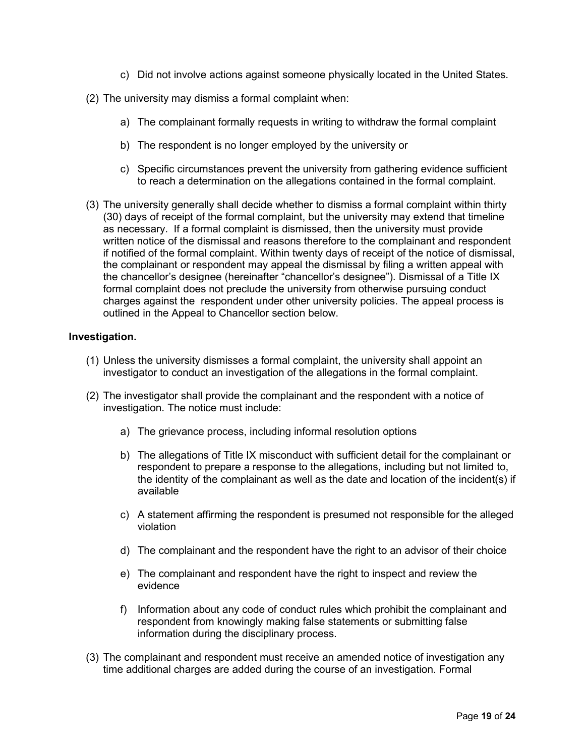c) Did not involve actions against someone physically located in the United States.

(2) The university may dismiss a formal complaint when:

a) The complainant formally requests in writing to withdraw the formal complaint

b) The respondent is no longer employed by the university or

c) Specific circumstances prevent the university from gathering evidence sufficient to reach a determination on the allegations contained in the formal complaint.

(3) The university generally shall decide whether to dismiss a formal complaint within thirty (30) days of receipt of the formal complaint, but the university may extend that timeline as necessary. If a formal complaint is dismissed, then the university must provide written notice of the dismissal and reasons therefore to the complainant and respondent if notified of the formal complaint. Within twenty days of receipt of the notice of dismissal, the complainant or respondent may appeal the dismissal by filing a written appeal with the chancellor's designee (hereinafter "chancellor's designee"). Dismissal of a Title IX formal complaint does not preclude the university from otherwise pursuing conduct charges against the respondent under other university policies. The appeal process is outlined in the Appeal to Chancellor section below.

**Investigation.**

(1) Unless the university dismisses a formal complaint, the university shall appoint an investigator to conduct an investigation of the allegations in the formal complaint.

(2) The investigator shall provide the complainant and the respondent with a notice of investigation. The notice must include:

a) The grievance process, including informal resolution options

b) The allegations of Title IX misconduct with sufficient detail for the complainant or respondent to prepare a response to the allegations, including but not limited to, the identity of the complainant as well as the date and location of the incident(s) if available

c) A statement affirming the respondent is presumed not responsible for the alleged violation

d) The complainant and the respondent have the right to an advisor of their choice

e) The complainant and respondent have the right to inspect and review the evidence

f) Information about any code of conduct rules which prohibit the complainant and respondent from knowingly making false statements or submitting false information during the disciplinary process.

(3) The complainant and respondent must receive an amended notice of investigation any time additional charges are added during the course of an investigation. Formal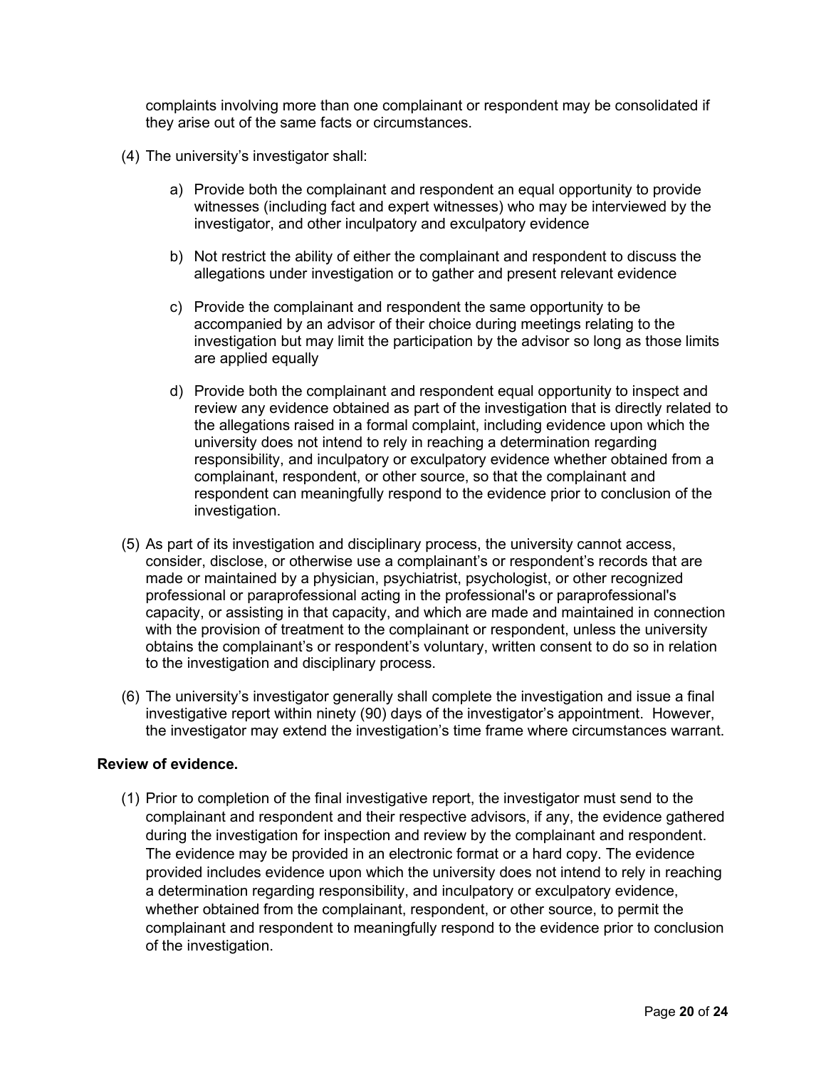complaints involving more than one complainant or respondent may be consolidated if they arise out of the same facts or circumstances.

(4) The university's investigator shall:

   a) Provide both the complainant and respondent an equal opportunity to provide witnesses (including fact and expert witnesses) who may be interviewed by the investigator, and other inculpatory and exculpatory evidence

   b) Not restrict the ability of either the complainant and respondent to discuss the allegations under investigation or to gather and present relevant evidence

   c) Provide the complainant and respondent the same opportunity to be accompanied by an advisor of their choice during meetings relating to the investigation but may limit the participation by the advisor so long as those limits are applied equally

   d) Provide both the complainant and respondent equal opportunity to inspect and review any evidence obtained as part of the investigation that is directly related to the allegations raised in a formal complaint, including evidence upon which the university does not intend to rely in reaching a determination regarding responsibility, and inculpatory or exculpatory evidence whether obtained from a complainant, respondent, or other source, so that the complainant and respondent can meaningfully respond to the evidence prior to conclusion of the investigation.

(5) As part of its investigation and disciplinary process, the university cannot access, consider, disclose, or otherwise use a complainant's or respondent's records that are made or maintained by a physician, psychiatrist, psychologist, or other recognized professional or paraprofessional acting in the professional's or paraprofessional's capacity, or assisting in that capacity, and which are made and maintained in connection with the provision of treatment to the complainant or respondent, unless the university obtains the complainant's or respondent's voluntary, written consent to do so in relation to the investigation and disciplinary process.

(6) The university's investigator generally shall complete the investigation and issue a final investigative report within ninety (90) days of the investigator's appointment. However, the investigator may extend the investigation's time frame where circumstances warrant.

**Review of evidence.**

(1) Prior to completion of the final investigative report, the investigator must send to the complainant and respondent and their respective advisors, if any, the evidence gathered during the investigation for inspection and review by the complainant and respondent. The evidence may be provided in an electronic format or a hard copy. The evidence provided includes evidence upon which the university does not intend to rely in reaching a determination regarding responsibility, and inculpatory or exculpatory evidence, whether obtained from the complainant, respondent, or other source, to permit the complainant and respondent to meaningfully respond to the evidence prior to conclusion of the investigation.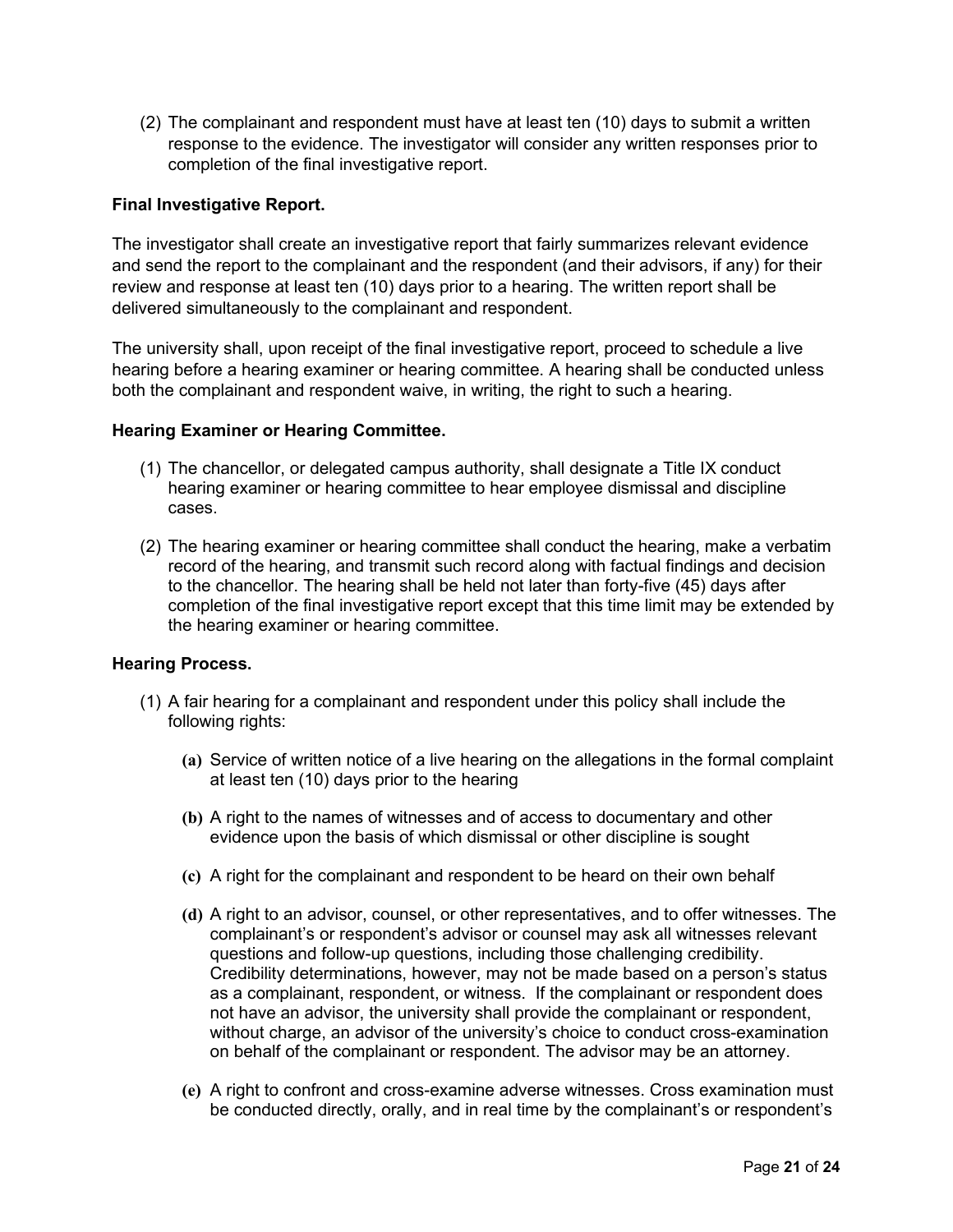(2) The complainant and respondent must have at least ten (10) days to submit a written response to the evidence. The investigator will consider any written responses prior to completion of the final investigative report.

**Final Investigative Report.**

The investigator shall create an investigative report that fairly summarizes relevant evidence and send the report to the complainant and the respondent (and their advisors, if any) for their review and response at least ten (10) days prior to a hearing. The written report shall be delivered simultaneously to the complainant and respondent.

The university shall, upon receipt of the final investigative report, proceed to schedule a live hearing before a hearing examiner or hearing committee. A hearing shall be conducted unless both the complainant and respondent waive, in writing, the right to such a hearing.

**Hearing Examiner or Hearing Committee.**

(1) The chancellor, or delegated campus authority, shall designate a Title IX conduct hearing examiner or hearing committee to hear employee dismissal and discipline cases.

(2) The hearing examiner or hearing committee shall conduct the hearing, make a verbatim record of the hearing, and transmit such record along with factual findings and decision to the chancellor. The hearing shall be held not later than forty-five (45) days after completion of the final investigative report except that this time limit may be extended by the hearing examiner or hearing committee.

**Hearing Process.**

(1) A fair hearing for a complainant and respondent under this policy shall include the following rights:

   **(a)** Service of written notice of a live hearing on the allegations in the formal complaint at least ten (10) days prior to the hearing

   **(b)** A right to the names of witnesses and of access to documentary and other evidence upon the basis of which dismissal or other discipline is sought

   **(c)** A right for the complainant and respondent to be heard on their own behalf

   **(d)** A right to an advisor, counsel, or other representatives, and to offer witnesses. The complainant's or respondent's advisor or counsel may ask all witnesses relevant questions and follow-up questions, including those challenging credibility. Credibility determinations, however, may not be made based on a person's status as a complainant, respondent, or witness. If the complainant or respondent does not have an advisor, the university shall provide the complainant or respondent, without charge, an advisor of the university's choice to conduct cross-examination on behalf of the complainant or respondent. The advisor may be an attorney.

   **(e)** A right to confront and cross-examine adverse witnesses. Cross examination must be conducted directly, orally, and in real time by the complainant's or respondent's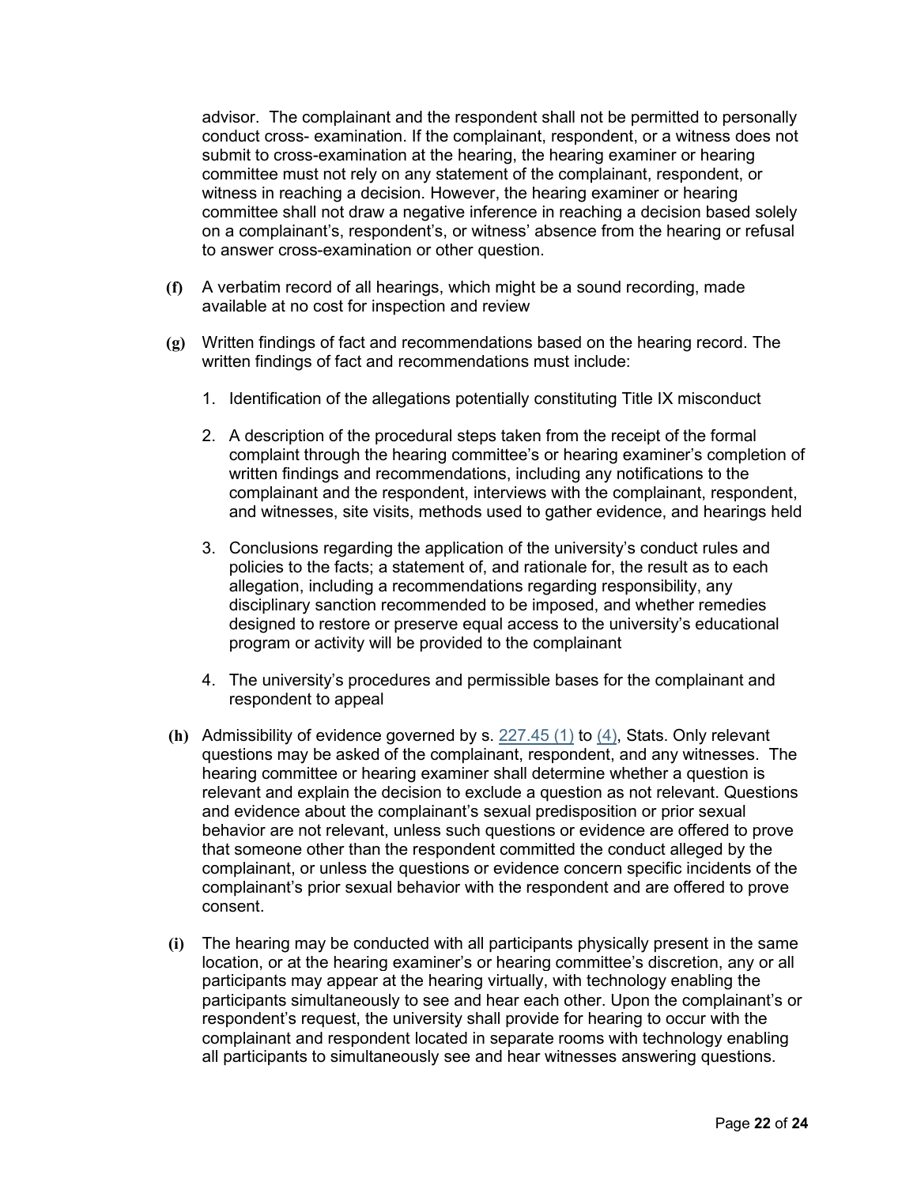advisor. The complainant and the respondent shall not be permitted to personally conduct cross- examination. If the complainant, respondent, or a witness does not submit to cross-examination at the hearing, the hearing examiner or hearing committee must not rely on any statement of the complainant, respondent, or witness in reaching a decision. However, the hearing examiner or hearing committee shall not draw a negative inference in reaching a decision based solely on a complainant's, respondent's, or witness' absence from the hearing or refusal to answer cross-examination or other question.

**(f)** A verbatim record of all hearings, which might be a sound recording, made available at no cost for inspection and review

**(g)** Written findings of fact and recommendations based on the hearing record. The written findings of fact and recommendations must include:

1. Identification of the allegations potentially constituting Title IX misconduct
2. A description of the procedural steps taken from the receipt of the formal complaint through the hearing committee's or hearing examiner's completion of written findings and recommendations, including any notifications to the complainant and the respondent, interviews with the complainant, respondent, and witnesses, site visits, methods used to gather evidence, and hearings held
3. Conclusions regarding the application of the university's conduct rules and policies to the facts; a statement of, and rationale for, the result as to each allegation, including a recommendations regarding responsibility, any disciplinary sanction recommended to be imposed, and whether remedies designed to restore or preserve equal access to the university's educational program or activity will be provided to the complainant
4. The university's procedures and permissible bases for the complainant and respondent to appeal

**(h)** Admissibility of evidence governed by s. 227.45 (1) to (4), Stats. Only relevant questions may be asked of the complainant, respondent, and any witnesses. The hearing committee or hearing examiner shall determine whether a question is relevant and explain the decision to exclude a question as not relevant. Questions and evidence about the complainant's sexual predisposition or prior sexual behavior are not relevant, unless such questions or evidence are offered to prove that someone other than the respondent committed the conduct alleged by the complainant, or unless the questions or evidence concern specific incidents of the complainant's prior sexual behavior with the respondent and are offered to prove consent.

**(i)** The hearing may be conducted with all participants physically present in the same location, or at the hearing examiner's or hearing committee's discretion, any or all participants may appear at the hearing virtually, with technology enabling the participants simultaneously to see and hear each other. Upon the complainant's or respondent's request, the university shall provide for hearing to occur with the complainant and respondent located in separate rooms with technology enabling all participants to simultaneously see and hear witnesses answering questions.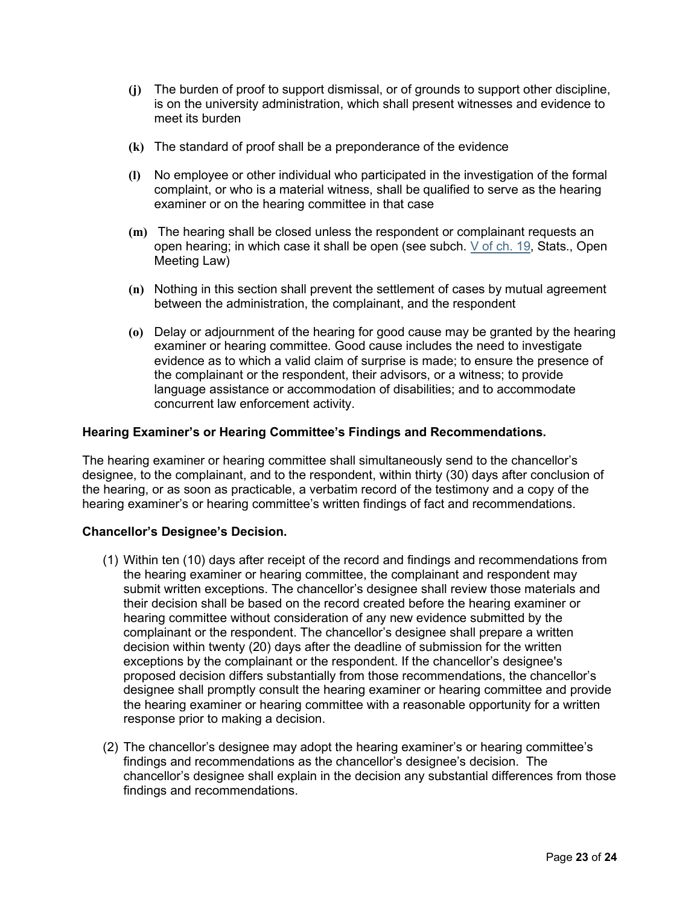(j) The burden of proof to support dismissal, or of grounds to support other discipline, is on the university administration, which shall present witnesses and evidence to meet its burden

(k) The standard of proof shall be a preponderance of the evidence

(l) No employee or other individual who participated in the investigation of the formal complaint, or who is a material witness, shall be qualified to serve as the hearing examiner or on the hearing committee in that case

(m) The hearing shall be closed unless the respondent or complainant requests an open hearing; in which case it shall be open (see subch. V of ch. 19, Stats., Open Meeting Law)

(n) Nothing in this section shall prevent the settlement of cases by mutual agreement between the administration, the complainant, and the respondent

(o) Delay or adjournment of the hearing for good cause may be granted by the hearing examiner or hearing committee. Good cause includes the need to investigate evidence as to which a valid claim of surprise is made; to ensure the presence of the complainant or the respondent, their advisors, or a witness; to provide language assistance or accommodation of disabilities; and to accommodate concurrent law enforcement activity.

**Hearing Examiner's or Hearing Committee's Findings and Recommendations.**

The hearing examiner or hearing committee shall simultaneously send to the chancellor's designee, to the complainant, and to the respondent, within thirty (30) days after conclusion of the hearing, or as soon as practicable, a verbatim record of the testimony and a copy of the hearing examiner's or hearing committee's written findings of fact and recommendations.

**Chancellor's Designee's Decision.**

(1) Within ten (10) days after receipt of the record and findings and recommendations from the hearing examiner or hearing committee, the complainant and respondent may submit written exceptions. The chancellor's designee shall review those materials and their decision shall be based on the record created before the hearing examiner or hearing committee without consideration of any new evidence submitted by the complainant or the respondent. The chancellor's designee shall prepare a written decision within twenty (20) days after the deadline of submission for the written exceptions by the complainant or the respondent. If the chancellor's designee's proposed decision differs substantially from those recommendations, the chancellor's designee shall promptly consult the hearing examiner or hearing committee and provide the hearing examiner or hearing committee with a reasonable opportunity for a written response prior to making a decision.

(2) The chancellor's designee may adopt the hearing examiner's or hearing committee's findings and recommendations as the chancellor's designee's decision. The chancellor's designee shall explain in the decision any substantial differences from those findings and recommendations.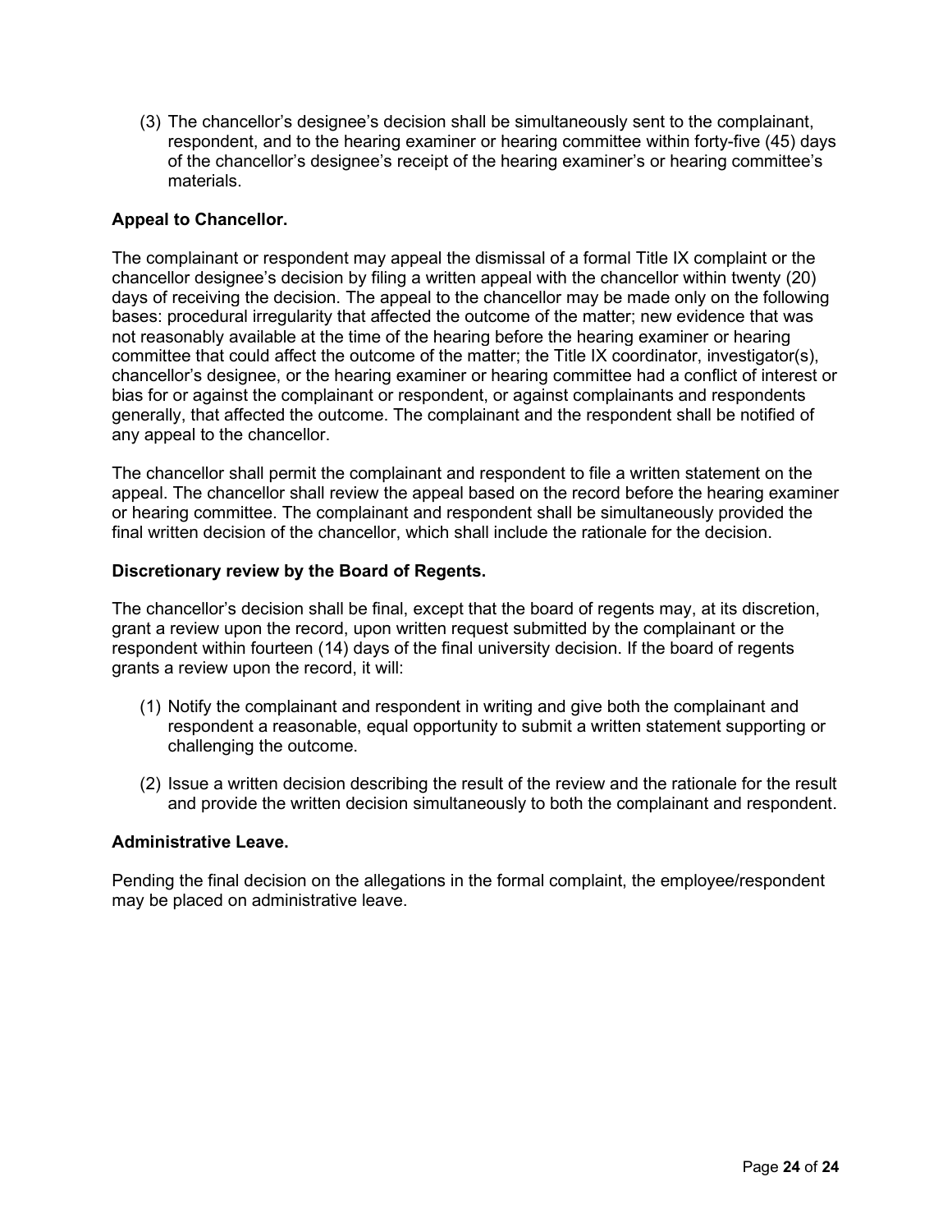(3) The chancellor's designee's decision shall be simultaneously sent to the complainant, respondent, and to the hearing examiner or hearing committee within forty-five (45) days of the chancellor's designee's receipt of the hearing examiner's or hearing committee's materials.

**Appeal to Chancellor.**

The complainant or respondent may appeal the dismissal of a formal Title IX complaint or the chancellor designee's decision by filing a written appeal with the chancellor within twenty (20) days of receiving the decision. The appeal to the chancellor may be made only on the following bases: procedural irregularity that affected the outcome of the matter; new evidence that was not reasonably available at the time of the hearing before the hearing examiner or hearing committee that could affect the outcome of the matter; the Title IX coordinator, investigator(s), chancellor's designee, or the hearing examiner or hearing committee had a conflict of interest or bias for or against the complainant or respondent, or against complainants and respondents generally, that affected the outcome. The complainant and the respondent shall be notified of any appeal to the chancellor.

The chancellor shall permit the complainant and respondent to file a written statement on the appeal. The chancellor shall review the appeal based on the record before the hearing examiner or hearing committee. The complainant and respondent shall be simultaneously provided the final written decision of the chancellor, which shall include the rationale for the decision.

**Discretionary review by the Board of Regents.**

The chancellor's decision shall be final, except that the board of regents may, at its discretion, grant a review upon the record, upon written request submitted by the complainant or the respondent within fourteen (14) days of the final university decision. If the board of regents grants a review upon the record, it will:

(1) Notify the complainant and respondent in writing and give both the complainant and respondent a reasonable, equal opportunity to submit a written statement supporting or challenging the outcome.

(2) Issue a written decision describing the result of the review and the rationale for the result and provide the written decision simultaneously to both the complainant and respondent.

**Administrative Leave.**

Pending the final decision on the allegations in the formal complaint, the employee/respondent may be placed on administrative leave.